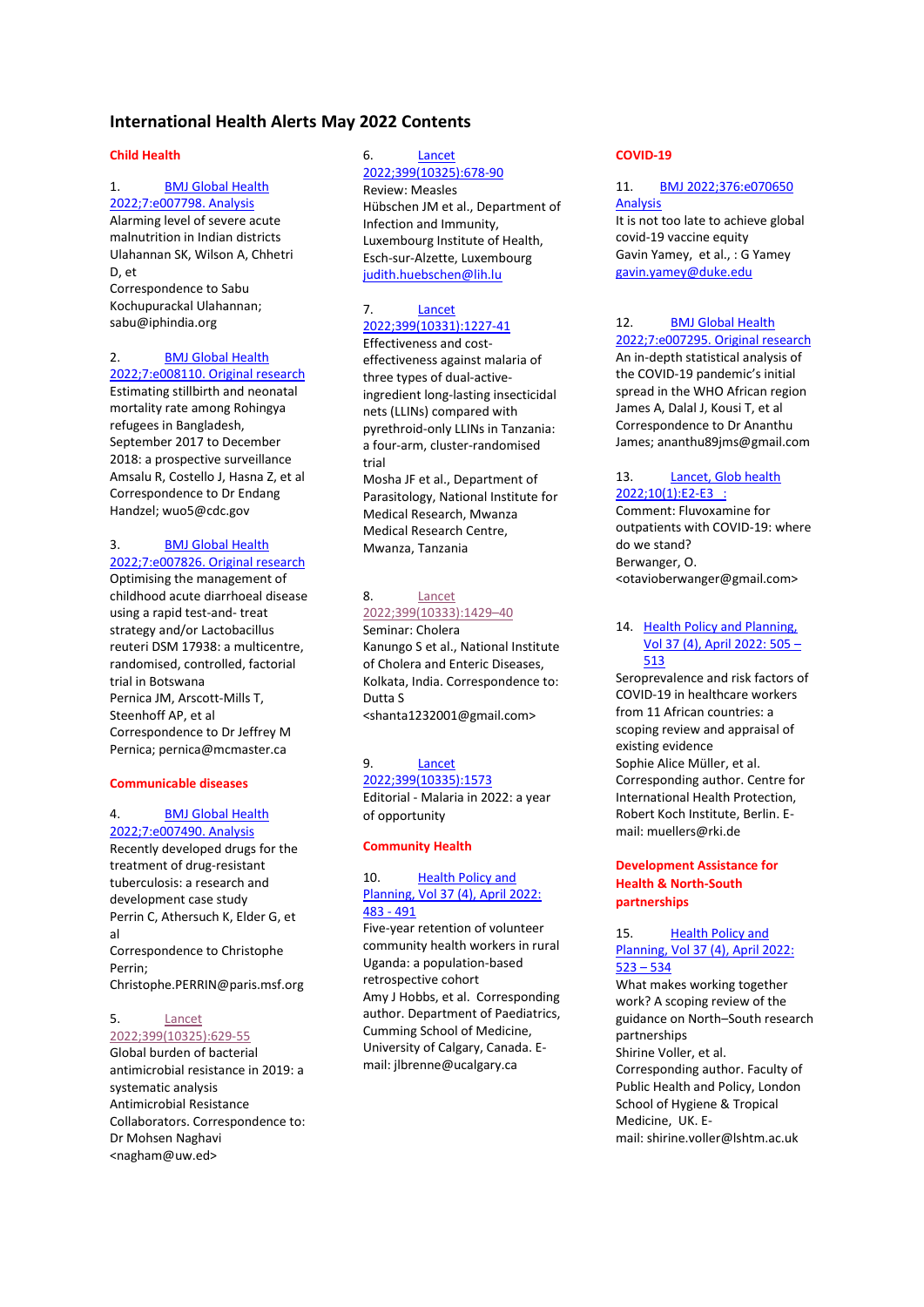# International Health Alerts May 2022 Contents

## Child Health

1. BMJ Global Health 2022;7:e007798. Analysis
Alarming level of severe acute malnutrition in Indian districts
Ulahannan SK, Wilson A, Chhetri D, et
Correspondence to Sabu Kochupurackal Ulahannan; sabu@iphindia.org

2. BMJ Global Health 2022;7:e008110. Original research
Estimating stillbirth and neonatal mortality rate among Rohingya refugees in Bangladesh, September 2017 to December 2018: a prospective surveillance
Amsalu R, Costello J, Hasna Z, et al
Correspondence to Dr Endang Handzel; wuo5@cdc.gov

3. BMJ Global Health 2022;7:e007826. Original research
Optimising the management of childhood acute diarrhoeal disease using a rapid test-and- treat strategy and/or Lactobacillus reuteri DSM 17938: a multicentre, randomised, controlled, factorial trial in Botswana
Pernica JM, Arscott-Mills T, Steenhoff AP, et al
Correspondence to Dr Jeffrey M Pernica; pernica@mcmaster.ca

## Communicable diseases

4. BMJ Global Health 2022;7:e007490. Analysis
Recently developed drugs for the treatment of drug-resistant tuberculosis: a research and development case study
Perrin C, Athersuch K, Elder G, et al
Correspondence to Christophe Perrin; Christophe.PERRIN@paris.msf.org

5. Lancet 2022;399(10325):629-55
Global burden of bacterial antimicrobial resistance in 2019: a systematic analysis
Antimicrobial Resistance Collaborators. Correspondence to: Dr Mohsen Naghavi <nagham@uw.ed>

6. Lancet 2022;399(10325):678-90
Review: Measles
Hübschen JM et al., Department of Infection and Immunity, Luxembourg Institute of Health, Esch-sur-Alzette, Luxembourg
judith.huebschen@lih.lu

7. Lancet 2022;399(10331):1227-41
Effectiveness and cost-effectiveness against malaria of three types of dual-active-ingredient long-lasting insecticidal nets (LLINs) compared with pyrethroid-only LLINs in Tanzania: a four-arm, cluster-randomised trial
Mosha JF et al., Department of Parasitology, National Institute for Medical Research, Mwanza Medical Research Centre, Mwanza, Tanzania

8. Lancet 2022;399(10333):1429–40
Seminar: Cholera
Kanungo S et al., National Institute of Cholera and Enteric Diseases, Kolkata, India. Correspondence to: Dutta S <shanta1232001@gmail.com>

9. Lancet 2022;399(10335):1573
Editorial - Malaria in 2022: a year of opportunity

## Community Health

10. Health Policy and Planning, Vol 37 (4), April 2022: 483 - 491
Five-year retention of volunteer community health workers in rural Uganda: a population-based retrospective cohort
Amy J Hobbs, et al. Corresponding author. Department of Paediatrics, Cumming School of Medicine, University of Calgary, Canada. E-mail: jlbrenne@ucalgary.ca

## COVID-19

11. BMJ 2022;376:e070650 Analysis
It is not too late to achieve global covid-19 vaccine equity
Gavin Yamey, et al., : G Yamey gavin.yamey@duke.edu

12. BMJ Global Health 2022;7:e007295. Original research
An in-depth statistical analysis of the COVID-19 pandemic's initial spread in the WHO African region
James A, Dalal J, Kousi T, et al
Correspondence to Dr Ananthu James; ananthu89jms@gmail.com

13. Lancet, Glob health 2022;10(1):E2-E3 :
Comment: Fluvoxamine for outpatients with COVID-19: where do we stand?
Berwanger, O.
<otavioberwanger@gmail.com>

14. Health Policy and Planning, Vol 37 (4), April 2022: 505 – 513
Seroprevalence and risk factors of COVID-19 in healthcare workers from 11 African countries: a scoping review and appraisal of existing evidence
Sophie Alice Müller, et al. Corresponding author. Centre for International Health Protection, Robert Koch Institute, Berlin. E-mail: muellers@rki.de

## Development Assistance for Health & North-South partnerships

15. Health Policy and Planning, Vol 37 (4), April 2022: 523 – 534
What makes working together work? A scoping review of the guidance on North–South research partnerships
Shirine Voller, et al. Corresponding author. Faculty of Public Health and Policy, London School of Hygiene & Tropical Medicine, UK. E-mail: shirine.voller@lshtm.ac.uk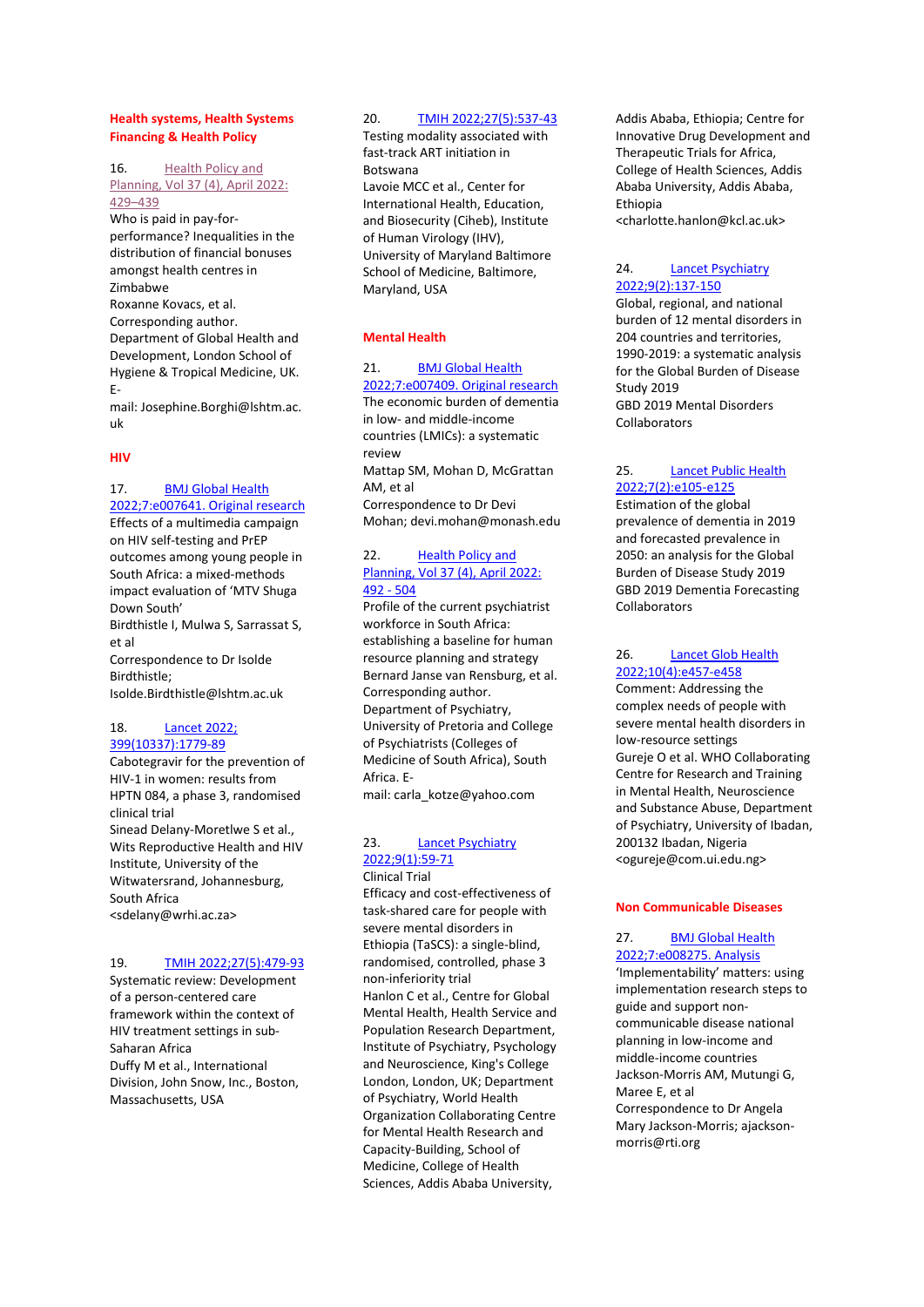## Health systems, Health Systems Financing & Health Policy

16. Health Policy and Planning, Vol 37 (4), April 2022: 429–439
Who is paid in pay-for-performance? Inequalities in the distribution of financial bonuses amongst health centres in Zimbabwe
Roxanne Kovacs, et al.
Corresponding author.
Department of Global Health and Development, London School of Hygiene & Tropical Medicine, UK.
E-mail: Josephine.Borghi@lshtm.ac.uk

## HIV

17. BMJ Global Health 2022;7:e007641. Original research
Effects of a multimedia campaign on HIV self-testing and PrEP outcomes among young people in South Africa: a mixed-methods impact evaluation of 'MTV Shuga Down South'
Birdthistle I, Mulwa S, Sarrassat S, et al
Correspondence to Dr Isolde Birdthistle; Isolde.Birdthistle@lshtm.ac.uk

18. Lancet 2022; 399(10337):1779-89
Cabotegravir for the prevention of HIV-1 in women: results from HPTN 084, a phase 3, randomised clinical trial
Sinead Delany-Moretlwe S et al., Wits Reproductive Health and HIV Institute, University of the Witwatersrand, Johannesburg, South Africa
<sdelany@wrhi.ac.za>

19. TMIH 2022;27(5):479-93
Systematic review: Development of a person-centered care framework within the context of HIV treatment settings in sub-Saharan Africa
Duffy M et al., International Division, John Snow, Inc., Boston, Massachusetts, USA

20. TMIH 2022;27(5):537-43
Testing modality associated with fast-track ART initiation in Botswana
Lavoie MCC et al., Center for International Health, Education, and Biosecurity (Ciheb), Institute of Human Virology (IHV), University of Maryland Baltimore School of Medicine, Baltimore, Maryland, USA

## Mental Health

21. BMJ Global Health 2022;7:e007409. Original research
The economic burden of dementia in low- and middle-income countries (LMICs): a systematic review
Mattap SM, Mohan D, McGrattan AM, et al
Correspondence to Dr Devi Mohan; devi.mohan@monash.edu

22. Health Policy and Planning, Vol 37 (4), April 2022: 492 - 504
Profile of the current psychiatrist workforce in South Africa: establishing a baseline for human resource planning and strategy
Bernard Janse van Rensburg, et al.
Corresponding author.
Department of Psychiatry, University of Pretoria and College of Psychiatrists (Colleges of Medicine of South Africa), South Africa. E-mail: carla_kotze@yahoo.com

23. Lancet Psychiatry 2022;9(1):59-71
Clinical Trial
Efficacy and cost-effectiveness of task-shared care for people with severe mental disorders in Ethiopia (TaSCS): a single-blind, randomised, controlled, phase 3 non-inferiority trial
Hanlon C et al., Centre for Global Mental Health, Health Service and Population Research Department, Institute of Psychiatry, Psychology and Neuroscience, King's College London, London, UK; Department of Psychiatry, World Health Organization Collaborating Centre for Mental Health Research and Capacity-Building, School of Medicine, College of Health Sciences, Addis Ababa University, Addis Ababa, Ethiopia; Centre for Innovative Drug Development and Therapeutic Trials for Africa, College of Health Sciences, Addis Ababa University, Addis Ababa, Ethiopia
<charlotte.hanlon@kcl.ac.uk>

24. Lancet Psychiatry 2022;9(2):137-150
Global, regional, and national burden of 12 mental disorders in 204 countries and territories, 1990-2019: a systematic analysis for the Global Burden of Disease Study 2019
GBD 2019 Mental Disorders Collaborators

25. Lancet Public Health 2022;7(2):e105-e125
Estimation of the global prevalence of dementia in 2019 and forecasted prevalence in 2050: an analysis for the Global Burden of Disease Study 2019
GBD 2019 Dementia Forecasting Collaborators

26. Lancet Glob Health 2022;10(4):e457-e458
Comment: Addressing the complex needs of people with severe mental health disorders in low-resource settings
Gureje O et al. WHO Collaborating Centre for Research and Training in Mental Health, Neuroscience and Substance Abuse, Department of Psychiatry, University of Ibadan, 200132 Ibadan, Nigeria
<ogureje@com.ui.edu.ng>

## Non Communicable Diseases

27. BMJ Global Health 2022;7:e008275. Analysis
'Implementability' matters: using implementation research steps to guide and support non-communicable disease national planning in low-income and middle-income countries
Jackson-Morris AM, Mutungi G, Maree E, et al
Correspondence to Dr Angela Mary Jackson-Morris; ajackson-morris@rti.org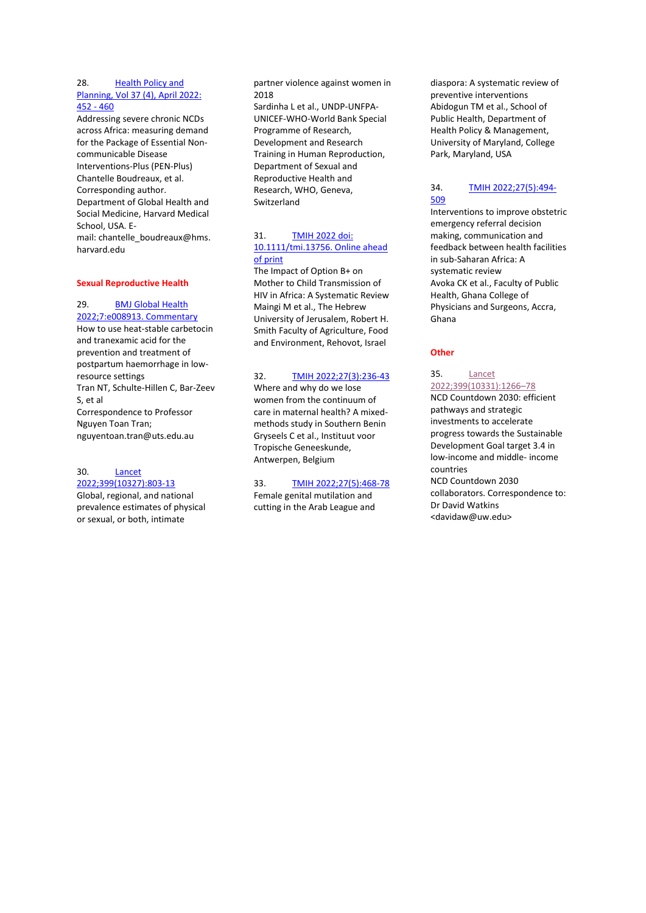28. [Health Policy and Planning, Vol 37 (4), April 2022: 452 - 460]
Addressing severe chronic NCDs across Africa: measuring demand for the Package of Essential Non-communicable Disease Interventions-Plus (PEN-Plus)
Chantelle Boudreaux, et al. Corresponding author. Department of Global Health and Social Medicine, Harvard Medical School, USA. E-mail: chantelle_boudreaux@hms.harvard.edu

## Sexual Reproductive Health

29. [BMJ Global Health 2022;7:e008913. Commentary]
How to use heat-stable carbetocin and tranexamic acid for the prevention and treatment of postpartum haemorrhage in low-resource settings
Tran NT, Schulte-Hillen C, Bar-Zeev S, et al
Correspondence to Professor Nguyen Toan Tran; nguyentoan.tran@uts.edu.au

30. [Lancet 2022;399(10327):803-13]
Global, regional, and national prevalence estimates of physical or sexual, or both, intimate partner violence against women in 2018
Sardinha L et al., UNDP-UNFPA-UNICEF-WHO-World Bank Special Programme of Research, Development and Research Training in Human Reproduction, Department of Sexual and Reproductive Health and Research, WHO, Geneva, Switzerland

31. [TMIH 2022 doi: 10.1111/tmi.13756. Online ahead of print]
The Impact of Option B+ on Mother to Child Transmission of HIV in Africa: A Systematic Review
Maingi M et al., The Hebrew University of Jerusalem, Robert H. Smith Faculty of Agriculture, Food and Environment, Rehovot, Israel

32. [TMIH 2022;27(3):236-43]
Where and why do we lose women from the continuum of care in maternal health? A mixed-methods study in Southern Benin
Gryseels C et al., Instituut voor Tropische Geneeskunde, Antwerpen, Belgium

33. [TMIH 2022;27(5):468-78]
Female genital mutilation and cutting in the Arab League and diaspora: A systematic review of preventive interventions
Abidogun TM et al., School of Public Health, Department of Health Policy & Management, University of Maryland, College Park, Maryland, USA

34. [TMIH 2022;27(5):494-509]
Interventions to improve obstetric emergency referral decision making, communication and feedback between health facilities in sub-Saharan Africa: A systematic review
Avoka CK et al., Faculty of Public Health, Ghana College of Physicians and Surgeons, Accra, Ghana

## Other

35. [Lancet 2022;399(10331):1266–78]
NCD Countdown 2030: efficient pathways and strategic investments to accelerate progress towards the Sustainable Development Goal target 3.4 in low-income and middle- income countries
NCD Countdown 2030 collaborators. Correspondence to: Dr David Watkins <davidaw@uw.edu>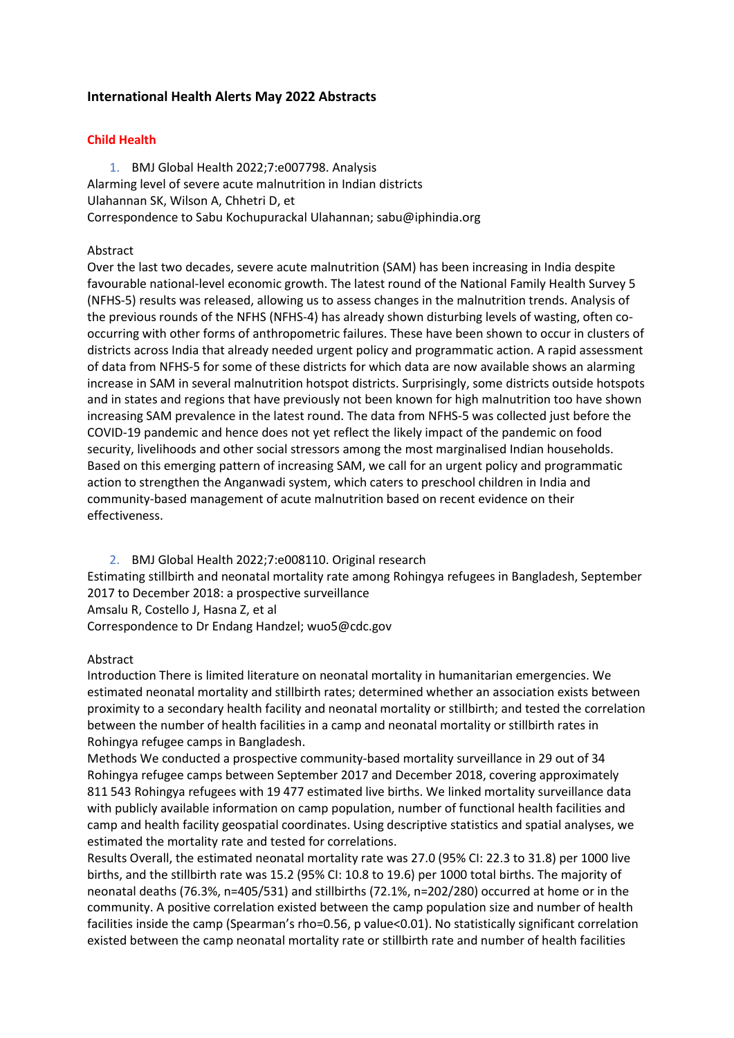**International Health Alerts May 2022 Abstracts**

**Child Health**

1. BMJ Global Health 2022;7:e007798. Analysis

Alarming level of severe acute malnutrition in Indian districts
Ulahannan SK, Wilson A, Chhetri D, et
Correspondence to Sabu Kochupurackal Ulahannan; sabu@iphindia.org

Abstract
Over the last two decades, severe acute malnutrition (SAM) has been increasing in India despite favourable national-level economic growth. The latest round of the National Family Health Survey 5 (NFHS-5) results was released, allowing us to assess changes in the malnutrition trends. Analysis of the previous rounds of the NFHS (NFHS-4) has already shown disturbing levels of wasting, often co-occurring with other forms of anthropometric failures. These have been shown to occur in clusters of districts across India that already needed urgent policy and programmatic action. A rapid assessment of data from NFHS-5 for some of these districts for which data are now available shows an alarming increase in SAM in several malnutrition hotspot districts. Surprisingly, some districts outside hotspots and in states and regions that have previously not been known for high malnutrition too have shown increasing SAM prevalence in the latest round. The data from NFHS-5 was collected just before the COVID-19 pandemic and hence does not yet reflect the likely impact of the pandemic on food security, livelihoods and other social stressors among the most marginalised Indian households. Based on this emerging pattern of increasing SAM, we call for an urgent policy and programmatic action to strengthen the Anganwadi system, which caters to preschool children in India and community-based management of acute malnutrition based on recent evidence on their effectiveness.

2. BMJ Global Health 2022;7:e008110. Original research

Estimating stillbirth and neonatal mortality rate among Rohingya refugees in Bangladesh, September 2017 to December 2018: a prospective surveillance
Amsalu R, Costello J, Hasna Z, et al
Correspondence to Dr Endang Handzel; wuo5@cdc.gov

Abstract
Introduction There is limited literature on neonatal mortality in humanitarian emergencies. We estimated neonatal mortality and stillbirth rates; determined whether an association exists between proximity to a secondary health facility and neonatal mortality or stillbirth; and tested the correlation between the number of health facilities in a camp and neonatal mortality or stillbirth rates in Rohingya refugee camps in Bangladesh.
Methods We conducted a prospective community-based mortality surveillance in 29 out of 34 Rohingya refugee camps between September 2017 and December 2018, covering approximately 811 543 Rohingya refugees with 19 477 estimated live births. We linked mortality surveillance data with publicly available information on camp population, number of functional health facilities and camp and health facility geospatial coordinates. Using descriptive statistics and spatial analyses, we estimated the mortality rate and tested for correlations.
Results Overall, the estimated neonatal mortality rate was 27.0 (95% CI: 22.3 to 31.8) per 1000 live births, and the stillbirth rate was 15.2 (95% CI: 10.8 to 19.6) per 1000 total births. The majority of neonatal deaths (76.3%, n=405/531) and stillbirths (72.1%, n=202/280) occurred at home or in the community. A positive correlation existed between the camp population size and number of health facilities inside the camp (Spearman's rho=0.56, p value<0.01). No statistically significant correlation existed between the camp neonatal mortality rate or stillbirth rate and number of health facilities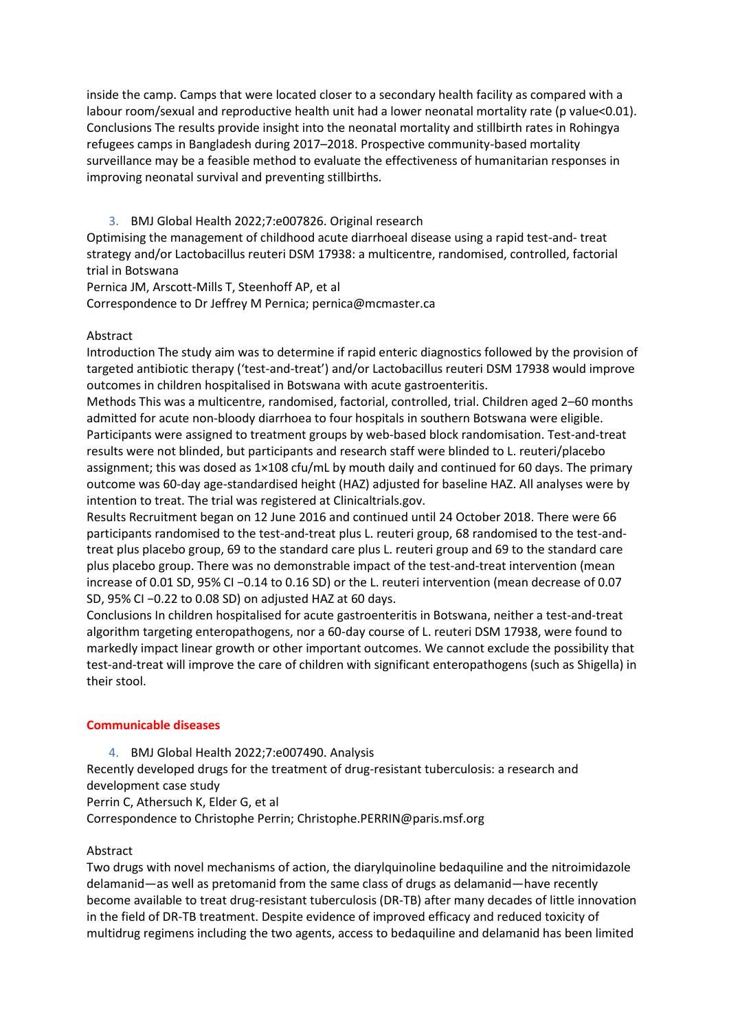inside the camp. Camps that were located closer to a secondary health facility as compared with a labour room/sexual and reproductive health unit had a lower neonatal mortality rate (p value<0.01). Conclusions The results provide insight into the neonatal mortality and stillbirth rates in Rohingya refugees camps in Bangladesh during 2017–2018. Prospective community-based mortality surveillance may be a feasible method to evaluate the effectiveness of humanitarian responses in improving neonatal survival and preventing stillbirths.

3. BMJ Global Health 2022;7:e007826. Original research

Optimising the management of childhood acute diarrhoeal disease using a rapid test-and- treat strategy and/or Lactobacillus reuteri DSM 17938: a multicentre, randomised, controlled, factorial trial in Botswana

Pernica JM, Arscott-Mills T, Steenhoff AP, et al

Correspondence to Dr Jeffrey M Pernica; pernica@mcmaster.ca

Abstract

Introduction The study aim was to determine if rapid enteric diagnostics followed by the provision of targeted antibiotic therapy ('test-and-treat') and/or Lactobacillus reuteri DSM 17938 would improve outcomes in children hospitalised in Botswana with acute gastroenteritis.

Methods This was a multicentre, randomised, factorial, controlled, trial. Children aged 2–60 months admitted for acute non-bloody diarrhoea to four hospitals in southern Botswana were eligible. Participants were assigned to treatment groups by web-based block randomisation. Test-and-treat results were not blinded, but participants and research staff were blinded to L. reuteri/placebo assignment; this was dosed as $1\times10^8$ cfu/mL by mouth daily and continued for 60 days. The primary outcome was 60-day age-standardised height (HAZ) adjusted for baseline HAZ. All analyses were by intention to treat. The trial was registered at Clinicaltrials.gov.

Results Recruitment began on 12 June 2016 and continued until 24 October 2018. There were 66 participants randomised to the test-and-treat plus L. reuteri group, 68 randomised to the test-and-treat plus placebo group, 69 to the standard care plus L. reuteri group and 69 to the standard care plus placebo group. There was no demonstrable impact of the test-and-treat intervention (mean increase of 0.01 SD, 95% CI −0.14 to 0.16 SD) or the L. reuteri intervention (mean decrease of 0.07 SD, 95% CI −0.22 to 0.08 SD) on adjusted HAZ at 60 days.

Conclusions In children hospitalised for acute gastroenteritis in Botswana, neither a test-and-treat algorithm targeting enteropathogens, nor a 60-day course of L. reuteri DSM 17938, were found to markedly impact linear growth or other important outcomes. We cannot exclude the possibility that test-and-treat will improve the care of children with significant enteropathogens (such as Shigella) in their stool.

## Communicable diseases

4. BMJ Global Health 2022;7:e007490. Analysis

Recently developed drugs for the treatment of drug-resistant tuberculosis: a research and development case study

Perrin C, Athersuch K, Elder G, et al

Correspondence to Christophe Perrin; Christophe.PERRIN@paris.msf.org

Abstract

Two drugs with novel mechanisms of action, the diarylquinoline bedaquiline and the nitroimidazole delamanid—as well as pretomanid from the same class of drugs as delamanid—have recently become available to treat drug-resistant tuberculosis (DR-TB) after many decades of little innovation in the field of DR-TB treatment. Despite evidence of improved efficacy and reduced toxicity of multidrug regimens including the two agents, access to bedaquiline and delamanid has been limited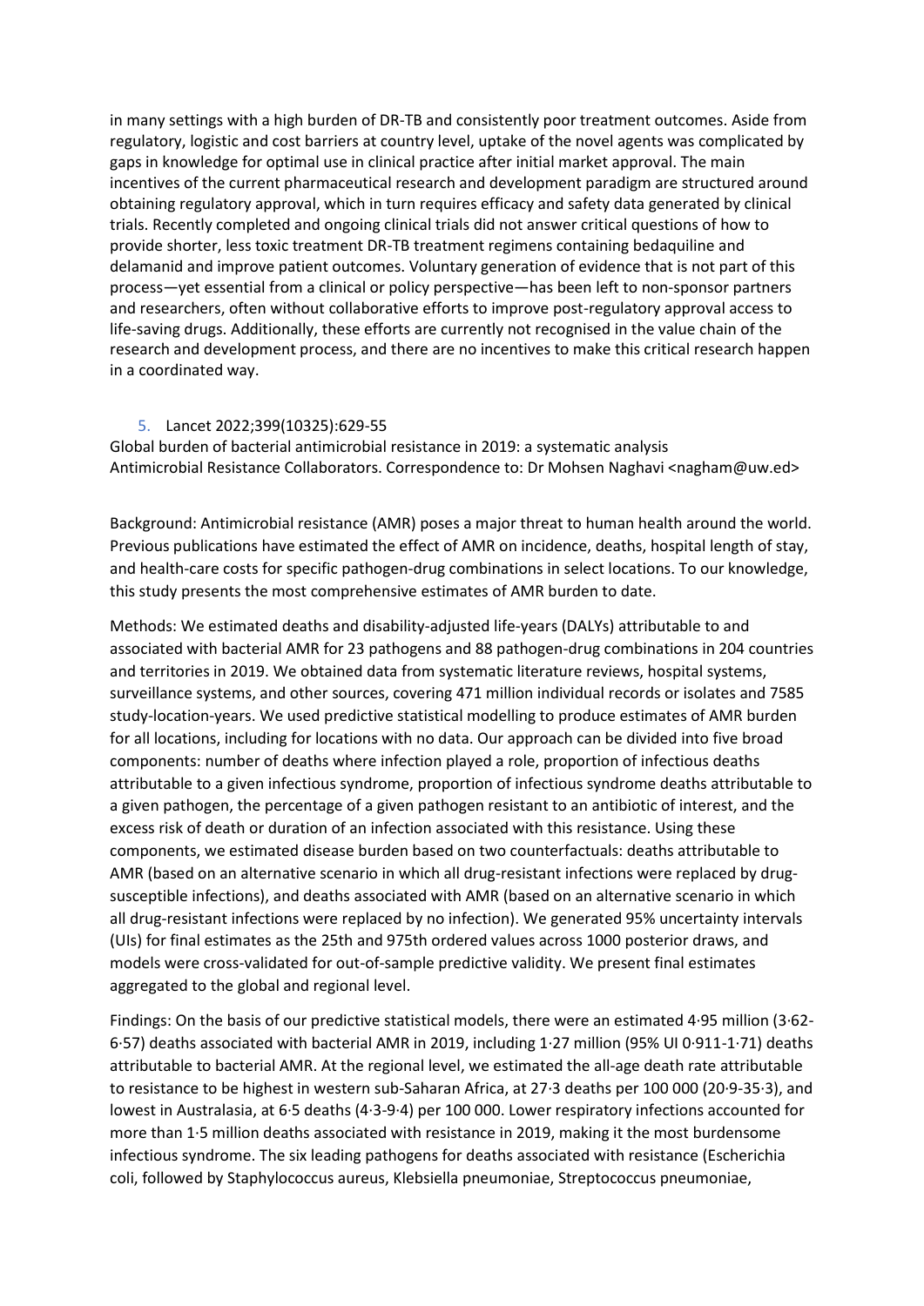in many settings with a high burden of DR-TB and consistently poor treatment outcomes. Aside from regulatory, logistic and cost barriers at country level, uptake of the novel agents was complicated by gaps in knowledge for optimal use in clinical practice after initial market approval. The main incentives of the current pharmaceutical research and development paradigm are structured around obtaining regulatory approval, which in turn requires efficacy and safety data generated by clinical trials. Recently completed and ongoing clinical trials did not answer critical questions of how to provide shorter, less toxic treatment DR-TB treatment regimens containing bedaquiline and delamanid and improve patient outcomes. Voluntary generation of evidence that is not part of this process—yet essential from a clinical or policy perspective—has been left to non-sponsor partners and researchers, often without collaborative efforts to improve post-regulatory approval access to life-saving drugs. Additionally, these efforts are currently not recognised in the value chain of the research and development process, and there are no incentives to make this critical research happen in a coordinated way.

5. Lancet 2022;399(10325):629-55

Global burden of bacterial antimicrobial resistance in 2019: a systematic analysis
Antimicrobial Resistance Collaborators. Correspondence to: Dr Mohsen Naghavi <nagham@uw.ed>

Background: Antimicrobial resistance (AMR) poses a major threat to human health around the world. Previous publications have estimated the effect of AMR on incidence, deaths, hospital length of stay, and health-care costs for specific pathogen-drug combinations in select locations. To our knowledge, this study presents the most comprehensive estimates of AMR burden to date.

Methods: We estimated deaths and disability-adjusted life-years (DALYs) attributable to and associated with bacterial AMR for 23 pathogens and 88 pathogen-drug combinations in 204 countries and territories in 2019. We obtained data from systematic literature reviews, hospital systems, surveillance systems, and other sources, covering 471 million individual records or isolates and 7585 study-location-years. We used predictive statistical modelling to produce estimates of AMR burden for all locations, including for locations with no data. Our approach can be divided into five broad components: number of deaths where infection played a role, proportion of infectious deaths attributable to a given infectious syndrome, proportion of infectious syndrome deaths attributable to a given pathogen, the percentage of a given pathogen resistant to an antibiotic of interest, and the excess risk of death or duration of an infection associated with this resistance. Using these components, we estimated disease burden based on two counterfactuals: deaths attributable to AMR (based on an alternative scenario in which all drug-resistant infections were replaced by drug-susceptible infections), and deaths associated with AMR (based on an alternative scenario in which all drug-resistant infections were replaced by no infection). We generated 95% uncertainty intervals (UIs) for final estimates as the 25th and 975th ordered values across 1000 posterior draws, and models were cross-validated for out-of-sample predictive validity. We present final estimates aggregated to the global and regional level.

Findings: On the basis of our predictive statistical models, there were an estimated 4·95 million (3·62-6·57) deaths associated with bacterial AMR in 2019, including 1·27 million (95% UI 0·911-1·71) deaths attributable to bacterial AMR. At the regional level, we estimated the all-age death rate attributable to resistance to be highest in western sub-Saharan Africa, at 27·3 deaths per 100 000 (20·9-35·3), and lowest in Australasia, at 6·5 deaths (4·3-9·4) per 100 000. Lower respiratory infections accounted for more than 1·5 million deaths associated with resistance in 2019, making it the most burdensome infectious syndrome. The six leading pathogens for deaths associated with resistance (Escherichia coli, followed by Staphylococcus aureus, Klebsiella pneumoniae, Streptococcus pneumoniae,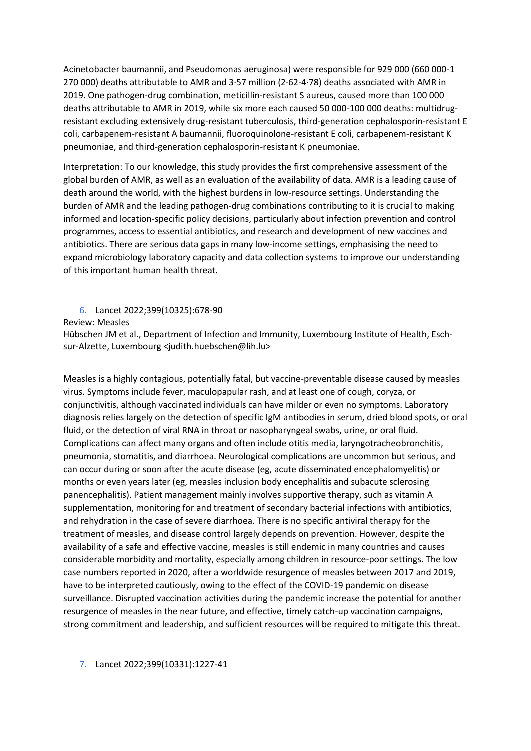Acinetobacter baumannii, and Pseudomonas aeruginosa) were responsible for 929 000 (660 000-1 270 000) deaths attributable to AMR and 3·57 million (2·62-4·78) deaths associated with AMR in 2019. One pathogen-drug combination, meticillin-resistant S aureus, caused more than 100 000 deaths attributable to AMR in 2019, while six more each caused 50 000-100 000 deaths: multidrug-resistant excluding extensively drug-resistant tuberculosis, third-generation cephalosporin-resistant E coli, carbapenem-resistant A baumannii, fluoroquinolone-resistant E coli, carbapenem-resistant K pneumoniae, and third-generation cephalosporin-resistant K pneumoniae.

Interpretation: To our knowledge, this study provides the first comprehensive assessment of the global burden of AMR, as well as an evaluation of the availability of data. AMR is a leading cause of death around the world, with the highest burdens in low-resource settings. Understanding the burden of AMR and the leading pathogen-drug combinations contributing to it is crucial to making informed and location-specific policy decisions, particularly about infection prevention and control programmes, access to essential antibiotics, and research and development of new vaccines and antibiotics. There are serious data gaps in many low-income settings, emphasising the need to expand microbiology laboratory capacity and data collection systems to improve our understanding of this important human health threat.

6. Lancet 2022;399(10325):678-90

Review: Measles
Hübschen JM et al., Department of Infection and Immunity, Luxembourg Institute of Health, Esch-sur-Alzette, Luxembourg <judith.huebschen@lih.lu>

Measles is a highly contagious, potentially fatal, but vaccine-preventable disease caused by measles virus. Symptoms include fever, maculopapular rash, and at least one of cough, coryza, or conjunctivitis, although vaccinated individuals can have milder or even no symptoms. Laboratory diagnosis relies largely on the detection of specific IgM antibodies in serum, dried blood spots, or oral fluid, or the detection of viral RNA in throat or nasopharyngeal swabs, urine, or oral fluid. Complications can affect many organs and often include otitis media, laryngotracheobronchitis, pneumonia, stomatitis, and diarrhoea. Neurological complications are uncommon but serious, and can occur during or soon after the acute disease (eg, acute disseminated encephalomyelitis) or months or even years later (eg, measles inclusion body encephalitis and subacute sclerosing panencephalitis). Patient management mainly involves supportive therapy, such as vitamin A supplementation, monitoring for and treatment of secondary bacterial infections with antibiotics, and rehydration in the case of severe diarrhoea. There is no specific antiviral therapy for the treatment of measles, and disease control largely depends on prevention. However, despite the availability of a safe and effective vaccine, measles is still endemic in many countries and causes considerable morbidity and mortality, especially among children in resource-poor settings. The low case numbers reported in 2020, after a worldwide resurgence of measles between 2017 and 2019, have to be interpreted cautiously, owing to the effect of the COVID-19 pandemic on disease surveillance. Disrupted vaccination activities during the pandemic increase the potential for another resurgence of measles in the near future, and effective, timely catch-up vaccination campaigns, strong commitment and leadership, and sufficient resources will be required to mitigate this threat.

7. Lancet 2022;399(10331):1227-41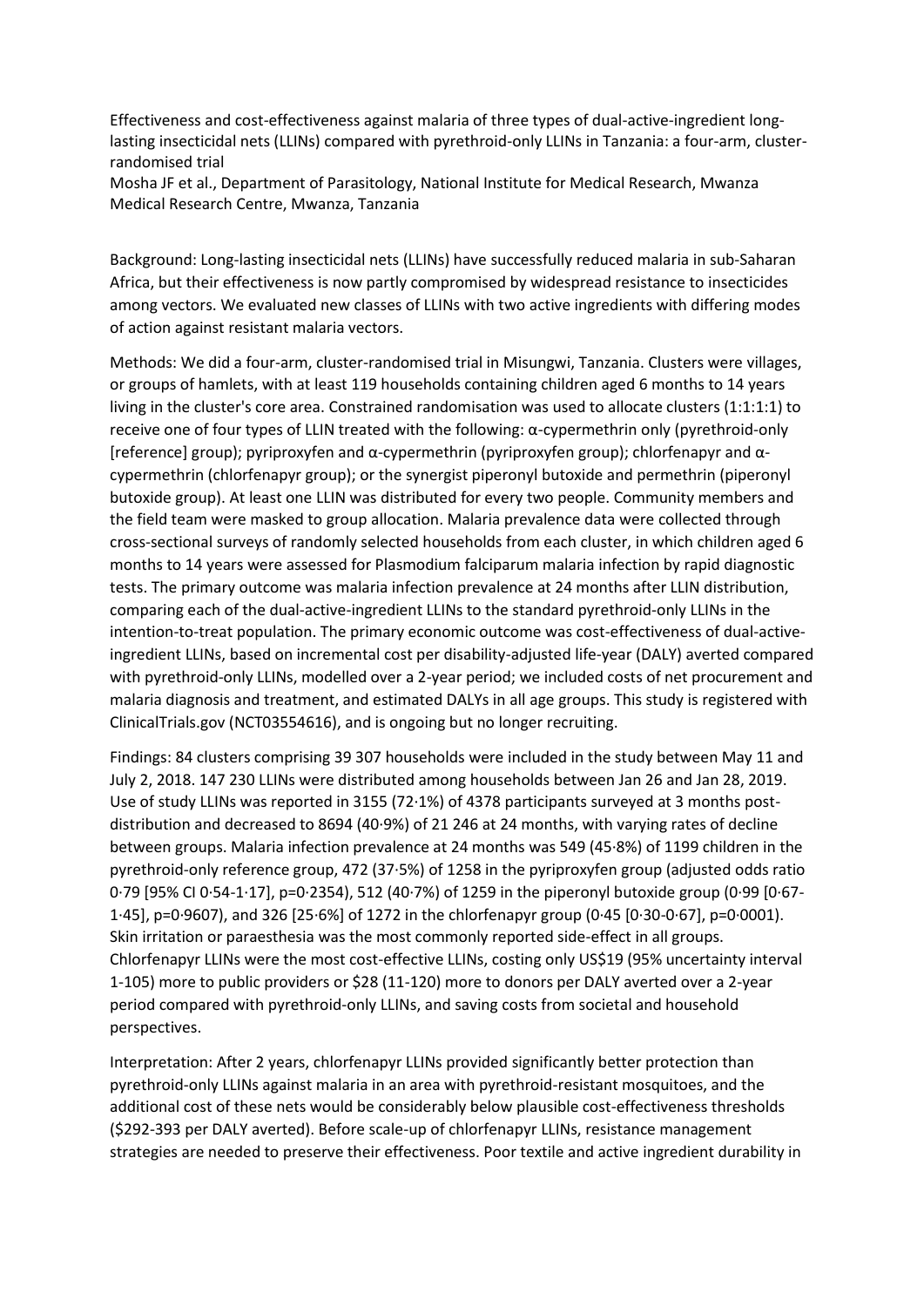Effectiveness and cost-effectiveness against malaria of three types of dual-active-ingredient long-lasting insecticidal nets (LLINs) compared with pyrethroid-only LLINs in Tanzania: a four-arm, cluster-randomised trial

Mosha JF et al., Department of Parasitology, National Institute for Medical Research, Mwanza Medical Research Centre, Mwanza, Tanzania

Background: Long-lasting insecticidal nets (LLINs) have successfully reduced malaria in sub-Saharan Africa, but their effectiveness is now partly compromised by widespread resistance to insecticides among vectors. We evaluated new classes of LLINs with two active ingredients with differing modes of action against resistant malaria vectors.

Methods: We did a four-arm, cluster-randomised trial in Misungwi, Tanzania. Clusters were villages, or groups of hamlets, with at least 119 households containing children aged 6 months to 14 years living in the cluster's core area. Constrained randomisation was used to allocate clusters (1:1:1:1) to receive one of four types of LLIN treated with the following: α-cypermethrin only (pyrethroid-only [reference] group); pyriproxyfen and α-cypermethrin (pyriproxyfen group); chlorfenapyr and α-cypermethrin (chlorfenapyr group); or the synergist piperonyl butoxide and permethrin (piperonyl butoxide group). At least one LLIN was distributed for every two people. Community members and the field team were masked to group allocation. Malaria prevalence data were collected through cross-sectional surveys of randomly selected households from each cluster, in which children aged 6 months to 14 years were assessed for Plasmodium falciparum malaria infection by rapid diagnostic tests. The primary outcome was malaria infection prevalence at 24 months after LLIN distribution, comparing each of the dual-active-ingredient LLINs to the standard pyrethroid-only LLINs in the intention-to-treat population. The primary economic outcome was cost-effectiveness of dual-active-ingredient LLINs, based on incremental cost per disability-adjusted life-year (DALY) averted compared with pyrethroid-only LLINs, modelled over a 2-year period; we included costs of net procurement and malaria diagnosis and treatment, and estimated DALYs in all age groups. This study is registered with ClinicalTrials.gov (NCT03554616), and is ongoing but no longer recruiting.

Findings: 84 clusters comprising 39 307 households were included in the study between May 11 and July 2, 2018. 147 230 LLINs were distributed among households between Jan 26 and Jan 28, 2019. Use of study LLINs was reported in 3155 (72·1%) of 4378 participants surveyed at 3 months post-distribution and decreased to 8694 (40·9%) of 21 246 at 24 months, with varying rates of decline between groups. Malaria infection prevalence at 24 months was 549 (45·8%) of 1199 children in the pyrethroid-only reference group, 472 (37·5%) of 1258 in the pyriproxyfen group (adjusted odds ratio 0·79 [95% CI 0·54-1·17], p=0·2354), 512 (40·7%) of 1259 in the piperonyl butoxide group (0·99 [0·67-1·45], p=0·9607), and 326 [25·6%] of 1272 in the chlorfenapyr group (0·45 [0·30-0·67], p=0·0001). Skin irritation or paraesthesia was the most commonly reported side-effect in all groups. Chlorfenapyr LLINs were the most cost-effective LLINs, costing only US$19 (95% uncertainty interval 1-105) more to public providers or $28 (11-120) more to donors per DALY averted over a 2-year period compared with pyrethroid-only LLINs, and saving costs from societal and household perspectives.

Interpretation: After 2 years, chlorfenapyr LLINs provided significantly better protection than pyrethroid-only LLINs against malaria in an area with pyrethroid-resistant mosquitoes, and the additional cost of these nets would be considerably below plausible cost-effectiveness thresholds ($292-393 per DALY averted). Before scale-up of chlorfenapyr LLINs, resistance management strategies are needed to preserve their effectiveness. Poor textile and active ingredient durability in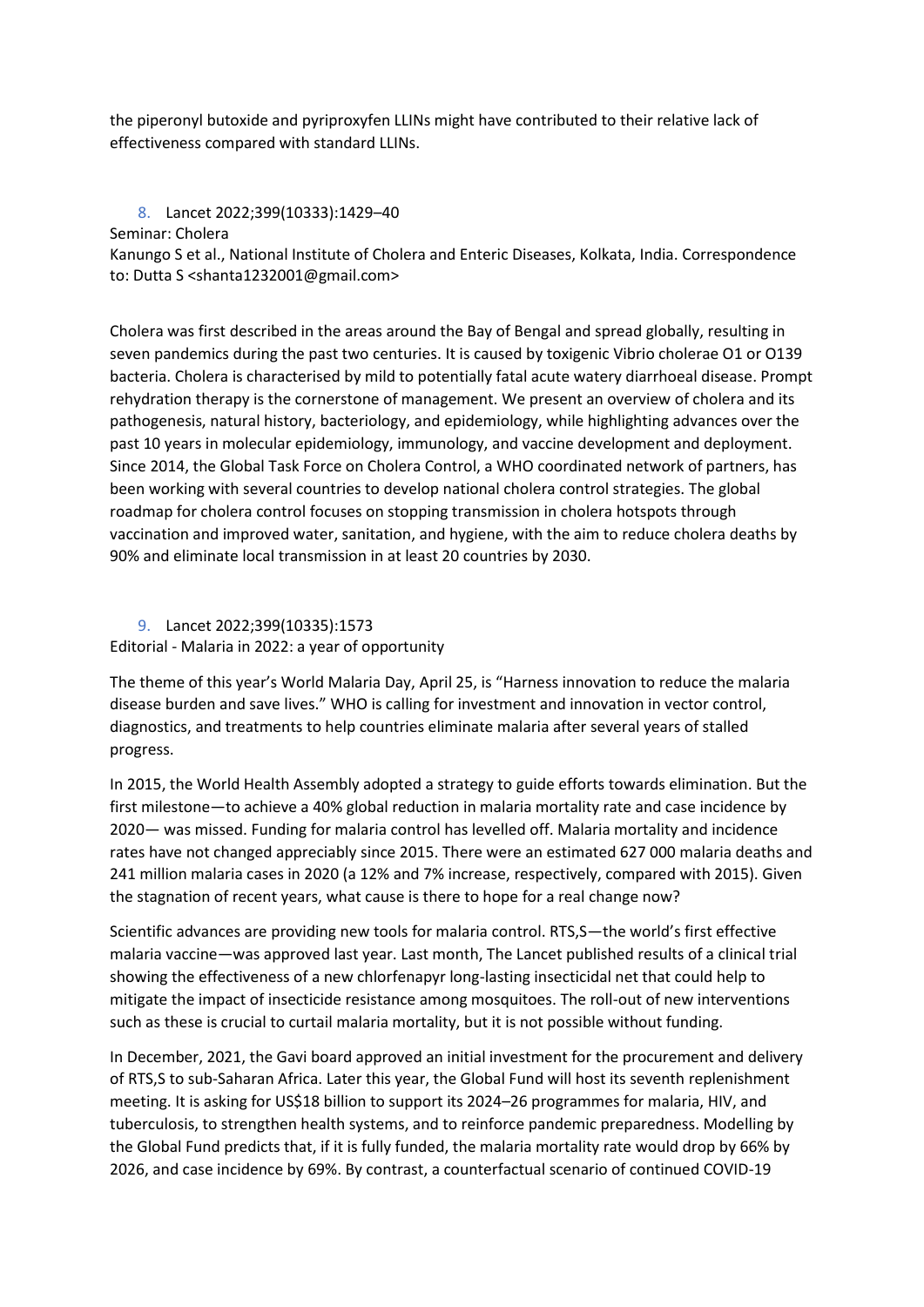the piperonyl butoxide and pyriproxyfen LLINs might have contributed to their relative lack of effectiveness compared with standard LLINs.

8. Lancet 2022;399(10333):1429–40

Seminar: Cholera

Kanungo S et al., National Institute of Cholera and Enteric Diseases, Kolkata, India. Correspondence to: Dutta S <shanta1232001@gmail.com>

Cholera was first described in the areas around the Bay of Bengal and spread globally, resulting in seven pandemics during the past two centuries. It is caused by toxigenic Vibrio cholerae O1 or O139 bacteria. Cholera is characterised by mild to potentially fatal acute watery diarrhoeal disease. Prompt rehydration therapy is the cornerstone of management. We present an overview of cholera and its pathogenesis, natural history, bacteriology, and epidemiology, while highlighting advances over the past 10 years in molecular epidemiology, immunology, and vaccine development and deployment. Since 2014, the Global Task Force on Cholera Control, a WHO coordinated network of partners, has been working with several countries to develop national cholera control strategies. The global roadmap for cholera control focuses on stopping transmission in cholera hotspots through vaccination and improved water, sanitation, and hygiene, with the aim to reduce cholera deaths by 90% and eliminate local transmission in at least 20 countries by 2030.

9. Lancet 2022;399(10335):1573

Editorial - Malaria in 2022: a year of opportunity

The theme of this year's World Malaria Day, April 25, is "Harness innovation to reduce the malaria disease burden and save lives." WHO is calling for investment and innovation in vector control, diagnostics, and treatments to help countries eliminate malaria after several years of stalled progress.

In 2015, the World Health Assembly adopted a strategy to guide efforts towards elimination. But the first milestone—to achieve a 40% global reduction in malaria mortality rate and case incidence by 2020— was missed. Funding for malaria control has levelled off. Malaria mortality and incidence rates have not changed appreciably since 2015. There were an estimated 627 000 malaria deaths and 241 million malaria cases in 2020 (a 12% and 7% increase, respectively, compared with 2015). Given the stagnation of recent years, what cause is there to hope for a real change now?

Scientific advances are providing new tools for malaria control. RTS,S—the world's first effective malaria vaccine—was approved last year. Last month, The Lancet published results of a clinical trial showing the effectiveness of a new chlorfenapyr long-lasting insecticidal net that could help to mitigate the impact of insecticide resistance among mosquitoes. The roll-out of new interventions such as these is crucial to curtail malaria mortality, but it is not possible without funding.

In December, 2021, the Gavi board approved an initial investment for the procurement and delivery of RTS,S to sub-Saharan Africa. Later this year, the Global Fund will host its seventh replenishment meeting. It is asking for US$18 billion to support its 2024–26 programmes for malaria, HIV, and tuberculosis, to strengthen health systems, and to reinforce pandemic preparedness. Modelling by the Global Fund predicts that, if it is fully funded, the malaria mortality rate would drop by 66% by 2026, and case incidence by 69%. By contrast, a counterfactual scenario of continued COVID-19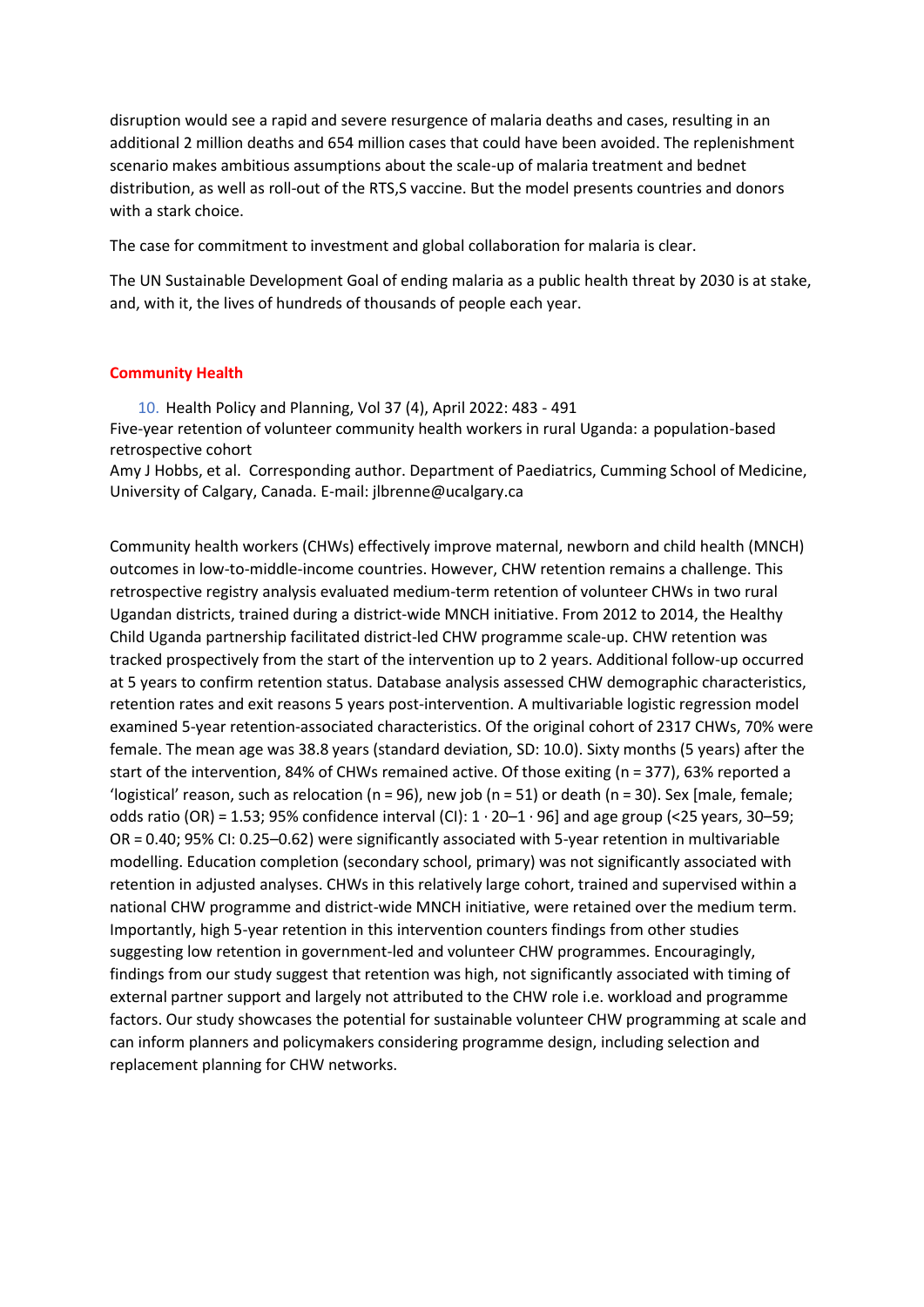disruption would see a rapid and severe resurgence of malaria deaths and cases, resulting in an additional 2 million deaths and 654 million cases that could have been avoided. The replenishment scenario makes ambitious assumptions about the scale-up of malaria treatment and bednet distribution, as well as roll-out of the RTS,S vaccine. But the model presents countries and donors with a stark choice.

The case for commitment to investment and global collaboration for malaria is clear.

The UN Sustainable Development Goal of ending malaria as a public health threat by 2030 is at stake, and, with it, the lives of hundreds of thousands of people each year.

## Community Health

10. Health Policy and Planning, Vol 37 (4), April 2022: 483 - 491
Five-year retention of volunteer community health workers in rural Uganda: a population-based retrospective cohort
Amy J Hobbs, et al. Corresponding author. Department of Paediatrics, Cumming School of Medicine, University of Calgary, Canada. E-mail: jlbrenne@ucalgary.ca

Community health workers (CHWs) effectively improve maternal, newborn and child health (MNCH) outcomes in low-to-middle-income countries. However, CHW retention remains a challenge. This retrospective registry analysis evaluated medium-term retention of volunteer CHWs in two rural Ugandan districts, trained during a district-wide MNCH initiative. From 2012 to 2014, the Healthy Child Uganda partnership facilitated district-led CHW programme scale-up. CHW retention was tracked prospectively from the start of the intervention up to 2 years. Additional follow-up occurred at 5 years to confirm retention status. Database analysis assessed CHW demographic characteristics, retention rates and exit reasons 5 years post-intervention. A multivariable logistic regression model examined 5-year retention-associated characteristics. Of the original cohort of 2317 CHWs, 70% were female. The mean age was 38.8 years (standard deviation, SD: 10.0). Sixty months (5 years) after the start of the intervention, 84% of CHWs remained active. Of those exiting (n = 377), 63% reported a 'logistical' reason, such as relocation (n = 96), new job (n = 51) or death (n = 30). Sex [male, female; odds ratio (OR) = 1.53; 95% confidence interval (CI): 1 · 20–1 · 96] and age group (<25 years, 30–59; OR = 0.40; 95% CI: 0.25–0.62) were significantly associated with 5-year retention in multivariable modelling. Education completion (secondary school, primary) was not significantly associated with retention in adjusted analyses. CHWs in this relatively large cohort, trained and supervised within a national CHW programme and district-wide MNCH initiative, were retained over the medium term. Importantly, high 5-year retention in this intervention counters findings from other studies suggesting low retention in government-led and volunteer CHW programmes. Encouragingly, findings from our study suggest that retention was high, not significantly associated with timing of external partner support and largely not attributed to the CHW role i.e. workload and programme factors. Our study showcases the potential for sustainable volunteer CHW programming at scale and can inform planners and policymakers considering programme design, including selection and replacement planning for CHW networks.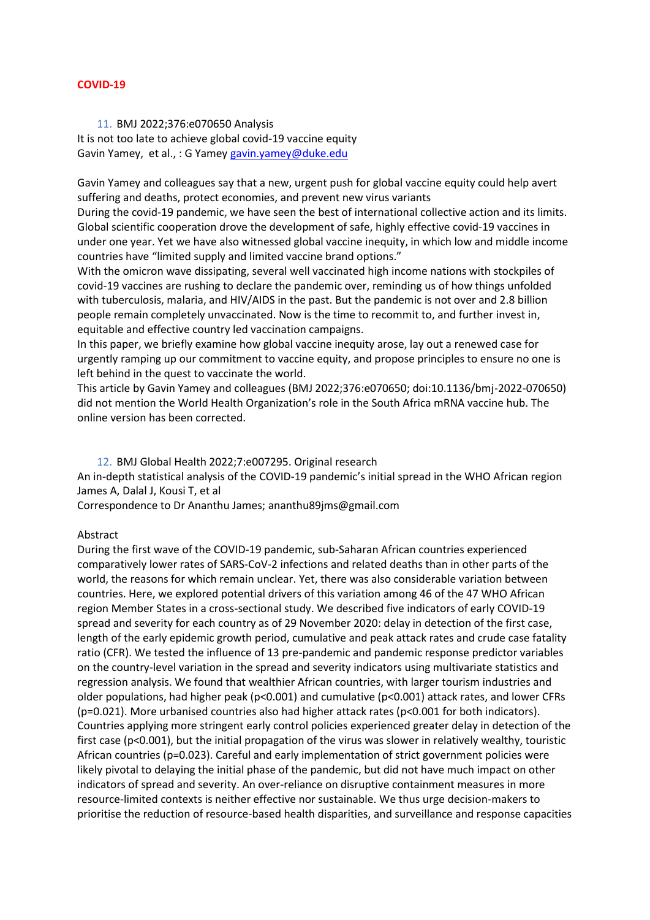## COVID-19

11. BMJ 2022;376:e070650 Analysis
It is not too late to achieve global covid-19 vaccine equity
Gavin Yamey, et al., : G Yamey gavin.yamey@duke.edu

Gavin Yamey and colleagues say that a new, urgent push for global vaccine equity could help avert suffering and deaths, protect economies, and prevent new virus variants
During the covid-19 pandemic, we have seen the best of international collective action and its limits. Global scientific cooperation drove the development of safe, highly effective covid-19 vaccines in under one year. Yet we have also witnessed global vaccine inequity, in which low and middle income countries have "limited supply and limited vaccine brand options."
With the omicron wave dissipating, several well vaccinated high income nations with stockpiles of covid-19 vaccines are rushing to declare the pandemic over, reminding us of how things unfolded with tuberculosis, malaria, and HIV/AIDS in the past. But the pandemic is not over and 2.8 billion people remain completely unvaccinated. Now is the time to recommit to, and further invest in, equitable and effective country led vaccination campaigns.
In this paper, we briefly examine how global vaccine inequity arose, lay out a renewed case for urgently ramping up our commitment to vaccine equity, and propose principles to ensure no one is left behind in the quest to vaccinate the world.
This article by Gavin Yamey and colleagues (BMJ 2022;376:e070650; doi:10.1136/bmj-2022-070650) did not mention the World Health Organization's role in the South Africa mRNA vaccine hub. The online version has been corrected.

12. BMJ Global Health 2022;7:e007295. Original research
An in-depth statistical analysis of the COVID-19 pandemic's initial spread in the WHO African region
James A, Dalal J, Kousi T, et al
Correspondence to Dr Ananthu James; ananthu89jms@gmail.com

Abstract
During the first wave of the COVID-19 pandemic, sub-Saharan African countries experienced comparatively lower rates of SARS-CoV-2 infections and related deaths than in other parts of the world, the reasons for which remain unclear. Yet, there was also considerable variation between countries. Here, we explored potential drivers of this variation among 46 of the 47 WHO African region Member States in a cross-sectional study. We described five indicators of early COVID-19 spread and severity for each country as of 29 November 2020: delay in detection of the first case, length of the early epidemic growth period, cumulative and peak attack rates and crude case fatality ratio (CFR). We tested the influence of 13 pre-pandemic and pandemic response predictor variables on the country-level variation in the spread and severity indicators using multivariate statistics and regression analysis. We found that wealthier African countries, with larger tourism industries and older populations, had higher peak ($p<0.001$) and cumulative ($p<0.001$) attack rates, and lower CFRs ($p=0.021$). More urbanised countries also had higher attack rates ($p<0.001$ for both indicators). Countries applying more stringent early control policies experienced greater delay in detection of the first case ($p<0.001$), but the initial propagation of the virus was slower in relatively wealthy, touristic African countries ($p=0.023$). Careful and early implementation of strict government policies were likely pivotal to delaying the initial phase of the pandemic, but did not have much impact on other indicators of spread and severity. An over-reliance on disruptive containment measures in more resource-limited contexts is neither effective nor sustainable. We thus urge decision-makers to prioritise the reduction of resource-based health disparities, and surveillance and response capacities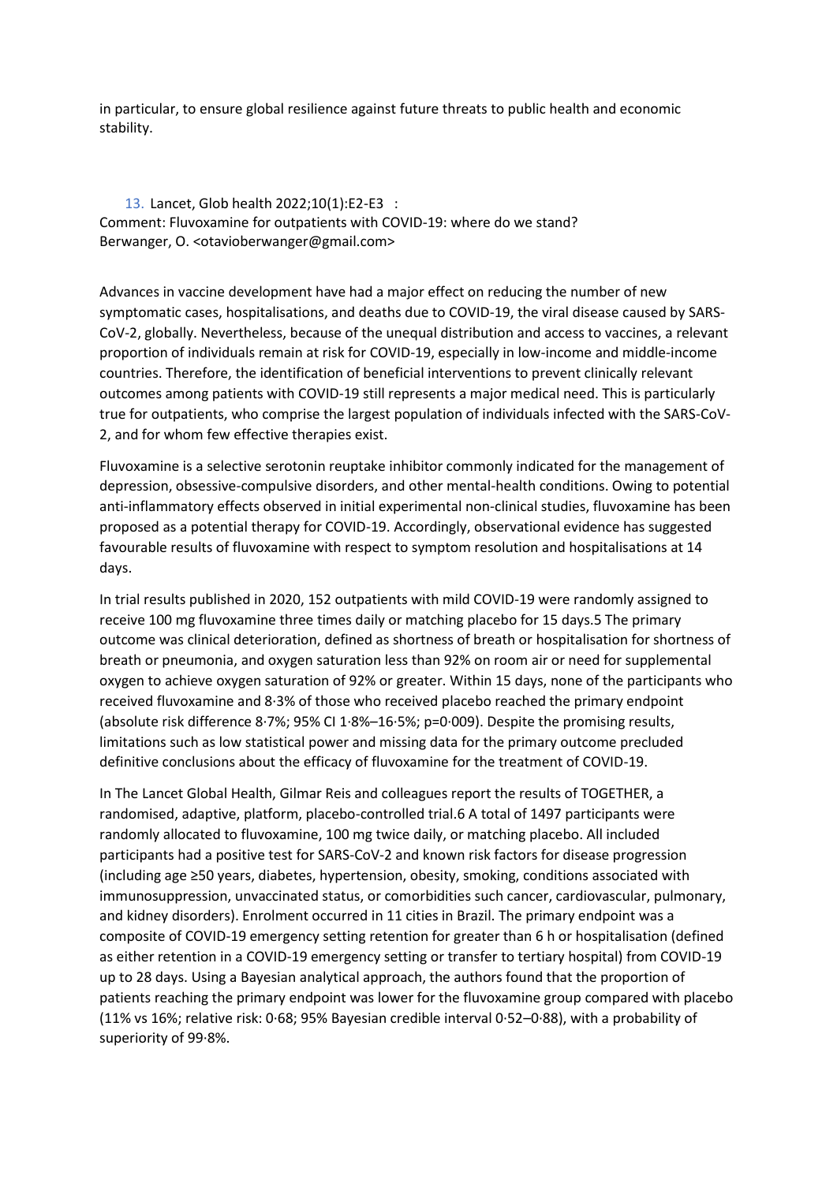in particular, to ensure global resilience against future threats to public health and economic stability.

13. Lancet, Glob health 2022;10(1):E2-E3 :
Comment: Fluvoxamine for outpatients with COVID-19: where do we stand?
Berwanger, O. <otavioberwanger@gmail.com>

Advances in vaccine development have had a major effect on reducing the number of new symptomatic cases, hospitalisations, and deaths due to COVID-19, the viral disease caused by SARS-CoV-2, globally. Nevertheless, because of the unequal distribution and access to vaccines, a relevant proportion of individuals remain at risk for COVID-19, especially in low-income and middle-income countries. Therefore, the identification of beneficial interventions to prevent clinically relevant outcomes among patients with COVID-19 still represents a major medical need. This is particularly true for outpatients, who comprise the largest population of individuals infected with the SARS-CoV-2, and for whom few effective therapies exist.

Fluvoxamine is a selective serotonin reuptake inhibitor commonly indicated for the management of depression, obsessive-compulsive disorders, and other mental-health conditions. Owing to potential anti-inflammatory effects observed in initial experimental non-clinical studies, fluvoxamine has been proposed as a potential therapy for COVID-19. Accordingly, observational evidence has suggested favourable results of fluvoxamine with respect to symptom resolution and hospitalisations at 14 days.

In trial results published in 2020, 152 outpatients with mild COVID-19 were randomly assigned to receive 100 mg fluvoxamine three times daily or matching placebo for 15 days.5 The primary outcome was clinical deterioration, defined as shortness of breath or hospitalisation for shortness of breath or pneumonia, and oxygen saturation less than 92% on room air or need for supplemental oxygen to achieve oxygen saturation of 92% or greater. Within 15 days, none of the participants who received fluvoxamine and 8·3% of those who received placebo reached the primary endpoint (absolute risk difference 8·7%; 95% CI 1·8%–16·5%; p=0·009). Despite the promising results, limitations such as low statistical power and missing data for the primary outcome precluded definitive conclusions about the efficacy of fluvoxamine for the treatment of COVID-19.

In The Lancet Global Health, Gilmar Reis and colleagues report the results of TOGETHER, a randomised, adaptive, platform, placebo-controlled trial.6 A total of 1497 participants were randomly allocated to fluvoxamine, 100 mg twice daily, or matching placebo. All included participants had a positive test for SARS-CoV-2 and known risk factors for disease progression (including age ≥50 years, diabetes, hypertension, obesity, smoking, conditions associated with immunosuppression, unvaccinated status, or comorbidities such cancer, cardiovascular, pulmonary, and kidney disorders). Enrolment occurred in 11 cities in Brazil. The primary endpoint was a composite of COVID-19 emergency setting retention for greater than 6 h or hospitalisation (defined as either retention in a COVID-19 emergency setting or transfer to tertiary hospital) from COVID-19 up to 28 days. Using a Bayesian analytical approach, the authors found that the proportion of patients reaching the primary endpoint was lower for the fluvoxamine group compared with placebo (11% vs 16%; relative risk: 0·68; 95% Bayesian credible interval 0·52–0·88), with a probability of superiority of 99·8%.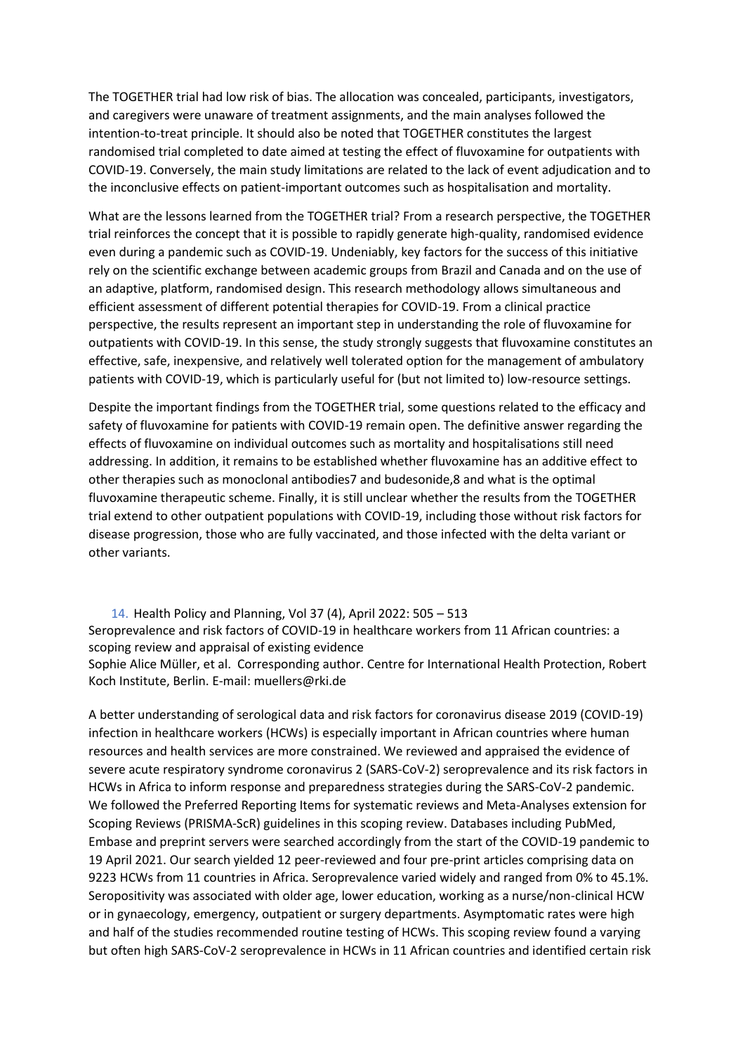The TOGETHER trial had low risk of bias. The allocation was concealed, participants, investigators, and caregivers were unaware of treatment assignments, and the main analyses followed the intention-to-treat principle. It should also be noted that TOGETHER constitutes the largest randomised trial completed to date aimed at testing the effect of fluvoxamine for outpatients with COVID-19. Conversely, the main study limitations are related to the lack of event adjudication and to the inconclusive effects on patient-important outcomes such as hospitalisation and mortality.

What are the lessons learned from the TOGETHER trial? From a research perspective, the TOGETHER trial reinforces the concept that it is possible to rapidly generate high-quality, randomised evidence even during a pandemic such as COVID-19. Undeniably, key factors for the success of this initiative rely on the scientific exchange between academic groups from Brazil and Canada and on the use of an adaptive, platform, randomised design. This research methodology allows simultaneous and efficient assessment of different potential therapies for COVID-19. From a clinical practice perspective, the results represent an important step in understanding the role of fluvoxamine for outpatients with COVID-19. In this sense, the study strongly suggests that fluvoxamine constitutes an effective, safe, inexpensive, and relatively well tolerated option for the management of ambulatory patients with COVID-19, which is particularly useful for (but not limited to) low-resource settings.

Despite the important findings from the TOGETHER trial, some questions related to the efficacy and safety of fluvoxamine for patients with COVID-19 remain open. The definitive answer regarding the effects of fluvoxamine on individual outcomes such as mortality and hospitalisations still need addressing. In addition, it remains to be established whether fluvoxamine has an additive effect to other therapies such as monoclonal antibodies[7] and budesonide,[8] and what is the optimal fluvoxamine therapeutic scheme. Finally, it is still unclear whether the results from the TOGETHER trial extend to other outpatient populations with COVID-19, including those without risk factors for disease progression, those who are fully vaccinated, and those infected with the delta variant or other variants.

14. Health Policy and Planning, Vol 37 (4), April 2022: 505 – 513

Seroprevalence and risk factors of COVID-19 in healthcare workers from 11 African countries: a scoping review and appraisal of existing evidence

Sophie Alice Müller, et al. Corresponding author. Centre for International Health Protection, Robert Koch Institute, Berlin. E-mail: muellers@rki.de

A better understanding of serological data and risk factors for coronavirus disease 2019 (COVID-19) infection in healthcare workers (HCWs) is especially important in African countries where human resources and health services are more constrained. We reviewed and appraised the evidence of severe acute respiratory syndrome coronavirus 2 (SARS-CoV-2) seroprevalence and its risk factors in HCWs in Africa to inform response and preparedness strategies during the SARS-CoV-2 pandemic. We followed the Preferred Reporting Items for systematic reviews and Meta-Analyses extension for Scoping Reviews (PRISMA-ScR) guidelines in this scoping review. Databases including PubMed, Embase and preprint servers were searched accordingly from the start of the COVID-19 pandemic to 19 April 2021. Our search yielded 12 peer-reviewed and four pre-print articles comprising data on 9223 HCWs from 11 countries in Africa. Seroprevalence varied widely and ranged from 0% to 45.1%. Seropositivity was associated with older age, lower education, working as a nurse/non-clinical HCW or in gynaecology, emergency, outpatient or surgery departments. Asymptomatic rates were high and half of the studies recommended routine testing of HCWs. This scoping review found a varying but often high SARS-CoV-2 seroprevalence in HCWs in 11 African countries and identified certain risk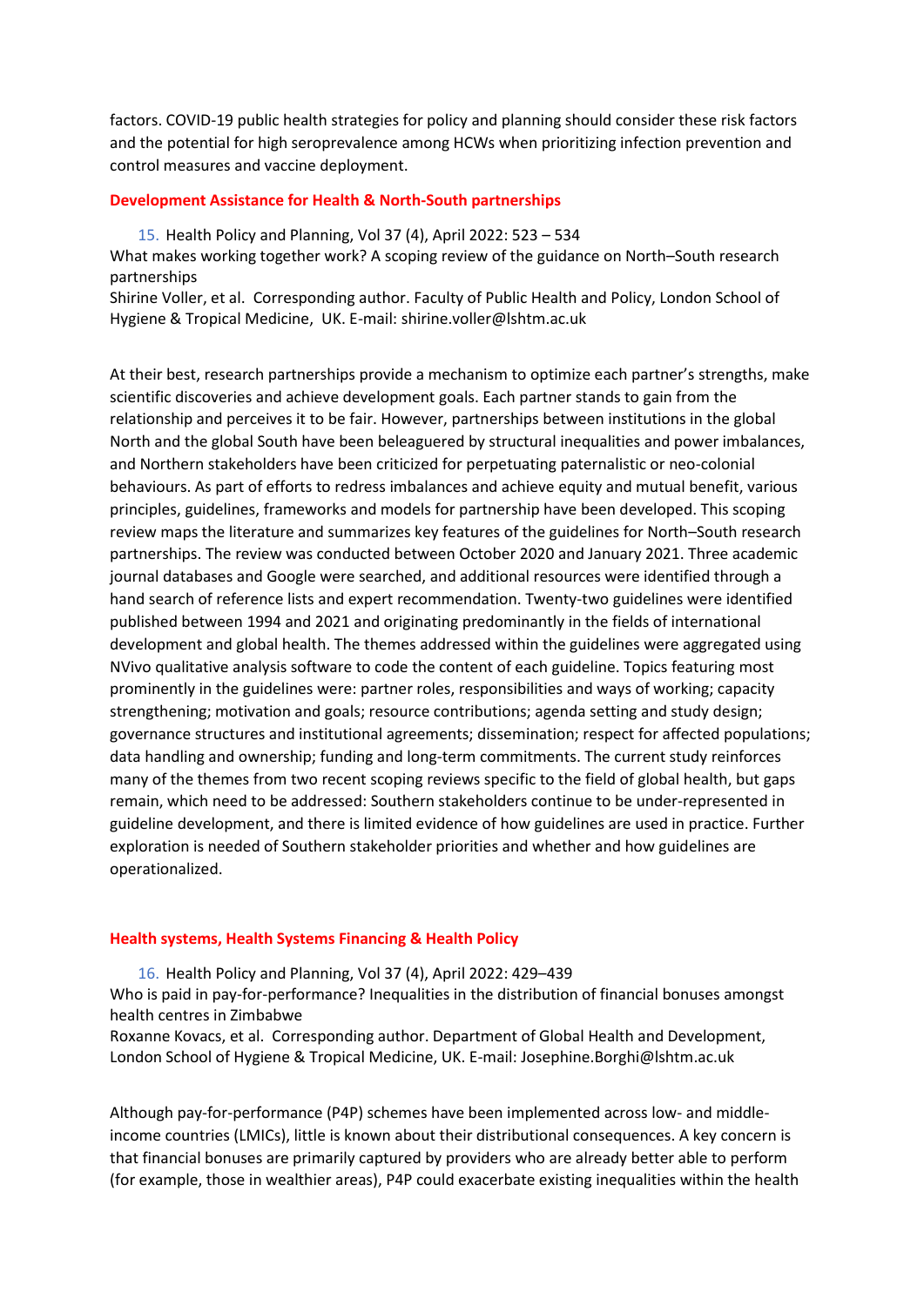factors. COVID-19 public health strategies for policy and planning should consider these risk factors and the potential for high seroprevalence among HCWs when prioritizing infection prevention and control measures and vaccine deployment.

## Development Assistance for Health & North-South partnerships

15. Health Policy and Planning, Vol 37 (4), April 2022: 523 – 534
What makes working together work? A scoping review of the guidance on North–South research partnerships
Shirine Voller, et al. Corresponding author. Faculty of Public Health and Policy, London School of Hygiene & Tropical Medicine, UK. E-mail: shirine.voller@lshtm.ac.uk

At their best, research partnerships provide a mechanism to optimize each partner's strengths, make scientific discoveries and achieve development goals. Each partner stands to gain from the relationship and perceives it to be fair. However, partnerships between institutions in the global North and the global South have been beleaguered by structural inequalities and power imbalances, and Northern stakeholders have been criticized for perpetuating paternalistic or neo-colonial behaviours. As part of efforts to redress imbalances and achieve equity and mutual benefit, various principles, guidelines, frameworks and models for partnership have been developed. This scoping review maps the literature and summarizes key features of the guidelines for North–South research partnerships. The review was conducted between October 2020 and January 2021. Three academic journal databases and Google were searched, and additional resources were identified through a hand search of reference lists and expert recommendation. Twenty-two guidelines were identified published between 1994 and 2021 and originating predominantly in the fields of international development and global health. The themes addressed within the guidelines were aggregated using NVivo qualitative analysis software to code the content of each guideline. Topics featuring most prominently in the guidelines were: partner roles, responsibilities and ways of working; capacity strengthening; motivation and goals; resource contributions; agenda setting and study design; governance structures and institutional agreements; dissemination; respect for affected populations; data handling and ownership; funding and long-term commitments. The current study reinforces many of the themes from two recent scoping reviews specific to the field of global health, but gaps remain, which need to be addressed: Southern stakeholders continue to be under-represented in guideline development, and there is limited evidence of how guidelines are used in practice. Further exploration is needed of Southern stakeholder priorities and whether and how guidelines are operationalized.

## Health systems, Health Systems Financing & Health Policy

16. Health Policy and Planning, Vol 37 (4), April 2022: 429–439
Who is paid in pay-for-performance? Inequalities in the distribution of financial bonuses amongst health centres in Zimbabwe
Roxanne Kovacs, et al. Corresponding author. Department of Global Health and Development, London School of Hygiene & Tropical Medicine, UK. E-mail: Josephine.Borghi@lshtm.ac.uk

Although pay-for-performance (P4P) schemes have been implemented across low- and middle-income countries (LMICs), little is known about their distributional consequences. A key concern is that financial bonuses are primarily captured by providers who are already better able to perform (for example, those in wealthier areas), P4P could exacerbate existing inequalities within the health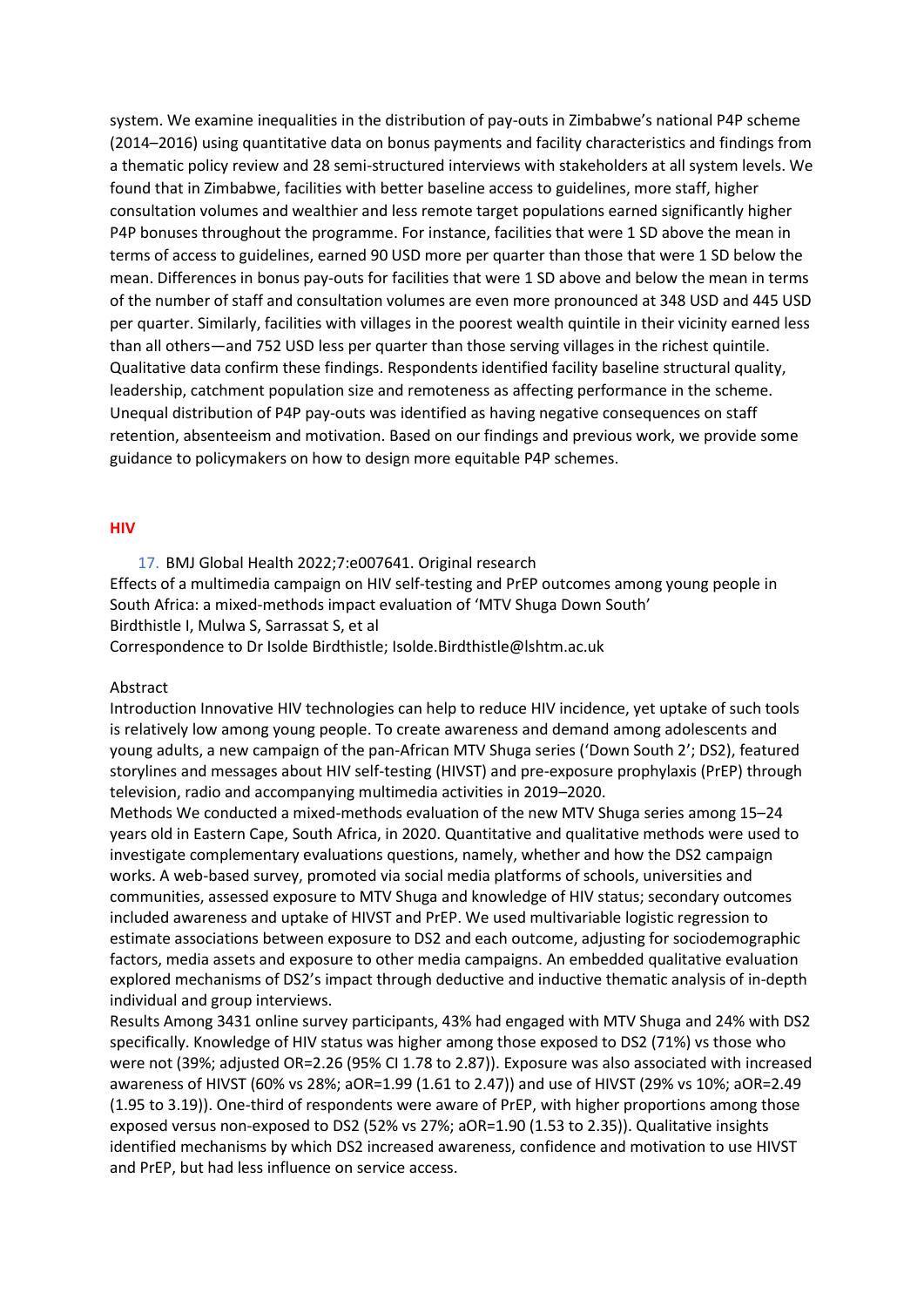system. We examine inequalities in the distribution of pay-outs in Zimbabwe's national P4P scheme (2014–2016) using quantitative data on bonus payments and facility characteristics and findings from a thematic policy review and 28 semi-structured interviews with stakeholders at all system levels. We found that in Zimbabwe, facilities with better baseline access to guidelines, more staff, higher consultation volumes and wealthier and less remote target populations earned significantly higher P4P bonuses throughout the programme. For instance, facilities that were 1 SD above the mean in terms of access to guidelines, earned 90 USD more per quarter than those that were 1 SD below the mean. Differences in bonus pay-outs for facilities that were 1 SD above and below the mean in terms of the number of staff and consultation volumes are even more pronounced at 348 USD and 445 USD per quarter. Similarly, facilities with villages in the poorest wealth quintile in their vicinity earned less than all others—and 752 USD less per quarter than those serving villages in the richest quintile. Qualitative data confirm these findings. Respondents identified facility baseline structural quality, leadership, catchment population size and remoteness as affecting performance in the scheme. Unequal distribution of P4P pay-outs was identified as having negative consequences on staff retention, absenteeism and motivation. Based on our findings and previous work, we provide some guidance to policymakers on how to design more equitable P4P schemes.

## HIV

17. BMJ Global Health 2022;7:e007641. Original research
Effects of a multimedia campaign on HIV self-testing and PrEP outcomes among young people in South Africa: a mixed-methods impact evaluation of 'MTV Shuga Down South'
Birdthistle I, Mulwa S, Sarrassat S, et al
Correspondence to Dr Isolde Birdthistle; Isolde.Birdthistle@lshtm.ac.uk

Abstract

Introduction Innovative HIV technologies can help to reduce HIV incidence, yet uptake of such tools is relatively low among young people. To create awareness and demand among adolescents and young adults, a new campaign of the pan-African MTV Shuga series ('Down South 2'; DS2), featured storylines and messages about HIV self-testing (HIVST) and pre-exposure prophylaxis (PrEP) through television, radio and accompanying multimedia activities in 2019–2020.

Methods We conducted a mixed-methods evaluation of the new MTV Shuga series among 15–24 years old in Eastern Cape, South Africa, in 2020. Quantitative and qualitative methods were used to investigate complementary evaluations questions, namely, whether and how the DS2 campaign works. A web-based survey, promoted via social media platforms of schools, universities and communities, assessed exposure to MTV Shuga and knowledge of HIV status; secondary outcomes included awareness and uptake of HIVST and PrEP. We used multivariable logistic regression to estimate associations between exposure to DS2 and each outcome, adjusting for sociodemographic factors, media assets and exposure to other media campaigns. An embedded qualitative evaluation explored mechanisms of DS2's impact through deductive and inductive thematic analysis of in-depth individual and group interviews.

Results Among 3431 online survey participants, 43% had engaged with MTV Shuga and 24% with DS2 specifically. Knowledge of HIV status was higher among those exposed to DS2 (71%) vs those who were not (39%; adjusted OR=2.26 (95% CI 1.78 to 2.87)). Exposure was also associated with increased awareness of HIVST (60% vs 28%; aOR=1.99 (1.61 to 2.47)) and use of HIVST (29% vs 10%; aOR=2.49 (1.95 to 3.19)). One-third of respondents were aware of PrEP, with higher proportions among those exposed versus non-exposed to DS2 (52% vs 27%; aOR=1.90 (1.53 to 2.35)). Qualitative insights identified mechanisms by which DS2 increased awareness, confidence and motivation to use HIVST and PrEP, but had less influence on service access.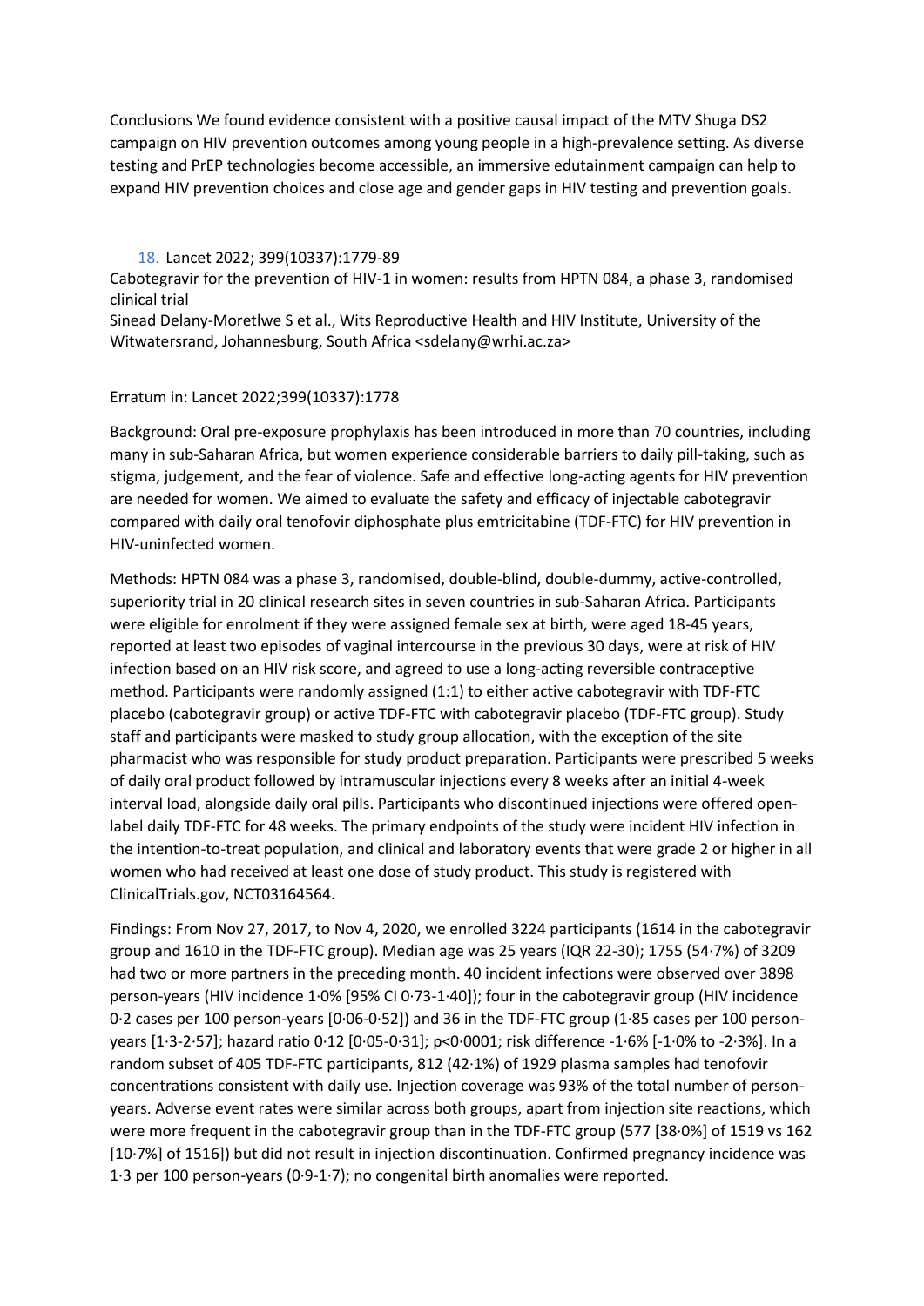Conclusions We found evidence consistent with a positive causal impact of the MTV Shuga DS2 campaign on HIV prevention outcomes among young people in a high-prevalence setting. As diverse testing and PrEP technologies become accessible, an immersive edutainment campaign can help to expand HIV prevention choices and close age and gender gaps in HIV testing and prevention goals.

18. Lancet 2022; 399(10337):1779-89

Cabotegravir for the prevention of HIV-1 in women: results from HPTN 084, a phase 3, randomised clinical trial

Sinead Delany-Moretlwe S et al., Wits Reproductive Health and HIV Institute, University of the Witwatersrand, Johannesburg, South Africa <sdelany@wrhi.ac.za>

Erratum in: Lancet 2022;399(10337):1778

Background: Oral pre-exposure prophylaxis has been introduced in more than 70 countries, including many in sub-Saharan Africa, but women experience considerable barriers to daily pill-taking, such as stigma, judgement, and the fear of violence. Safe and effective long-acting agents for HIV prevention are needed for women. We aimed to evaluate the safety and efficacy of injectable cabotegravir compared with daily oral tenofovir diphosphate plus emtricitabine (TDF-FTC) for HIV prevention in HIV-uninfected women.

Methods: HPTN 084 was a phase 3, randomised, double-blind, double-dummy, active-controlled, superiority trial in 20 clinical research sites in seven countries in sub-Saharan Africa. Participants were eligible for enrolment if they were assigned female sex at birth, were aged 18-45 years, reported at least two episodes of vaginal intercourse in the previous 30 days, were at risk of HIV infection based on an HIV risk score, and agreed to use a long-acting reversible contraceptive method. Participants were randomly assigned (1:1) to either active cabotegravir with TDF-FTC placebo (cabotegravir group) or active TDF-FTC with cabotegravir placebo (TDF-FTC group). Study staff and participants were masked to study group allocation, with the exception of the site pharmacist who was responsible for study product preparation. Participants were prescribed 5 weeks of daily oral product followed by intramuscular injections every 8 weeks after an initial 4-week interval load, alongside daily oral pills. Participants who discontinued injections were offered open-label daily TDF-FTC for 48 weeks. The primary endpoints of the study were incident HIV infection in the intention-to-treat population, and clinical and laboratory events that were grade 2 or higher in all women who had received at least one dose of study product. This study is registered with ClinicalTrials.gov, NCT03164564.

Findings: From Nov 27, 2017, to Nov 4, 2020, we enrolled 3224 participants (1614 in the cabotegravir group and 1610 in the TDF-FTC group). Median age was 25 years (IQR 22-30); 1755 (54·7%) of 3209 had two or more partners in the preceding month. 40 incident infections were observed over 3898 person-years (HIV incidence 1·0% [95% CI 0·73-1·40]); four in the cabotegravir group (HIV incidence 0·2 cases per 100 person-years [0·06-0·52]) and 36 in the TDF-FTC group (1·85 cases per 100 person-years [1·3-2·57]; hazard ratio 0·12 [0·05-0·31]; p<0·0001; risk difference -1·6% [-1·0% to -2·3%]. In a random subset of 405 TDF-FTC participants, 812 (42·1%) of 1929 plasma samples had tenofovir concentrations consistent with daily use. Injection coverage was 93% of the total number of person-years. Adverse event rates were similar across both groups, apart from injection site reactions, which were more frequent in the cabotegravir group than in the TDF-FTC group (577 [38·0%] of 1519 vs 162 [10·7%] of 1516]) but did not result in injection discontinuation. Confirmed pregnancy incidence was 1·3 per 100 person-years (0·9-1·7); no congenital birth anomalies were reported.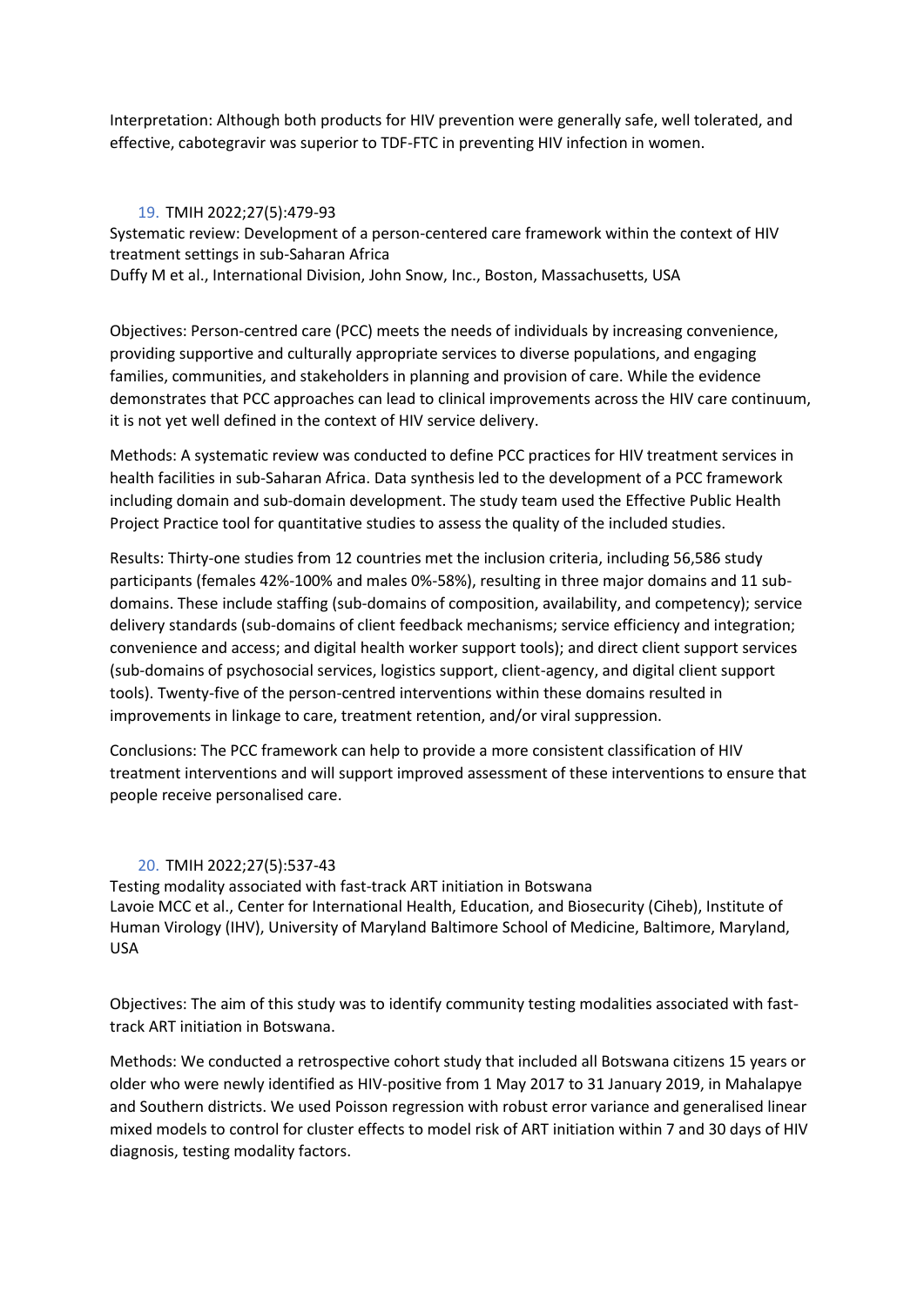Interpretation: Although both products for HIV prevention were generally safe, well tolerated, and effective, cabotegravir was superior to TDF-FTC in preventing HIV infection in women.

19. TMIH 2022;27(5):479-93
Systematic review: Development of a person-centered care framework within the context of HIV treatment settings in sub-Saharan Africa
Duffy M et al., International Division, John Snow, Inc., Boston, Massachusetts, USA

Objectives: Person-centred care (PCC) meets the needs of individuals by increasing convenience, providing supportive and culturally appropriate services to diverse populations, and engaging families, communities, and stakeholders in planning and provision of care. While the evidence demonstrates that PCC approaches can lead to clinical improvements across the HIV care continuum, it is not yet well defined in the context of HIV service delivery.

Methods: A systematic review was conducted to define PCC practices for HIV treatment services in health facilities in sub-Saharan Africa. Data synthesis led to the development of a PCC framework including domain and sub-domain development. The study team used the Effective Public Health Project Practice tool for quantitative studies to assess the quality of the included studies.

Results: Thirty-one studies from 12 countries met the inclusion criteria, including 56,586 study participants (females 42%-100% and males 0%-58%), resulting in three major domains and 11 sub-domains. These include staffing (sub-domains of composition, availability, and competency); service delivery standards (sub-domains of client feedback mechanisms; service efficiency and integration; convenience and access; and digital health worker support tools); and direct client support services (sub-domains of psychosocial services, logistics support, client-agency, and digital client support tools). Twenty-five of the person-centred interventions within these domains resulted in improvements in linkage to care, treatment retention, and/or viral suppression.

Conclusions: The PCC framework can help to provide a more consistent classification of HIV treatment interventions and will support improved assessment of these interventions to ensure that people receive personalised care.

20. TMIH 2022;27(5):537-43
Testing modality associated with fast-track ART initiation in Botswana
Lavoie MCC et al., Center for International Health, Education, and Biosecurity (Ciheb), Institute of Human Virology (IHV), University of Maryland Baltimore School of Medicine, Baltimore, Maryland, USA

Objectives: The aim of this study was to identify community testing modalities associated with fast-track ART initiation in Botswana.

Methods: We conducted a retrospective cohort study that included all Botswana citizens 15 years or older who were newly identified as HIV-positive from 1 May 2017 to 31 January 2019, in Mahalapye and Southern districts. We used Poisson regression with robust error variance and generalised linear mixed models to control for cluster effects to model risk of ART initiation within 7 and 30 days of HIV diagnosis, testing modality factors.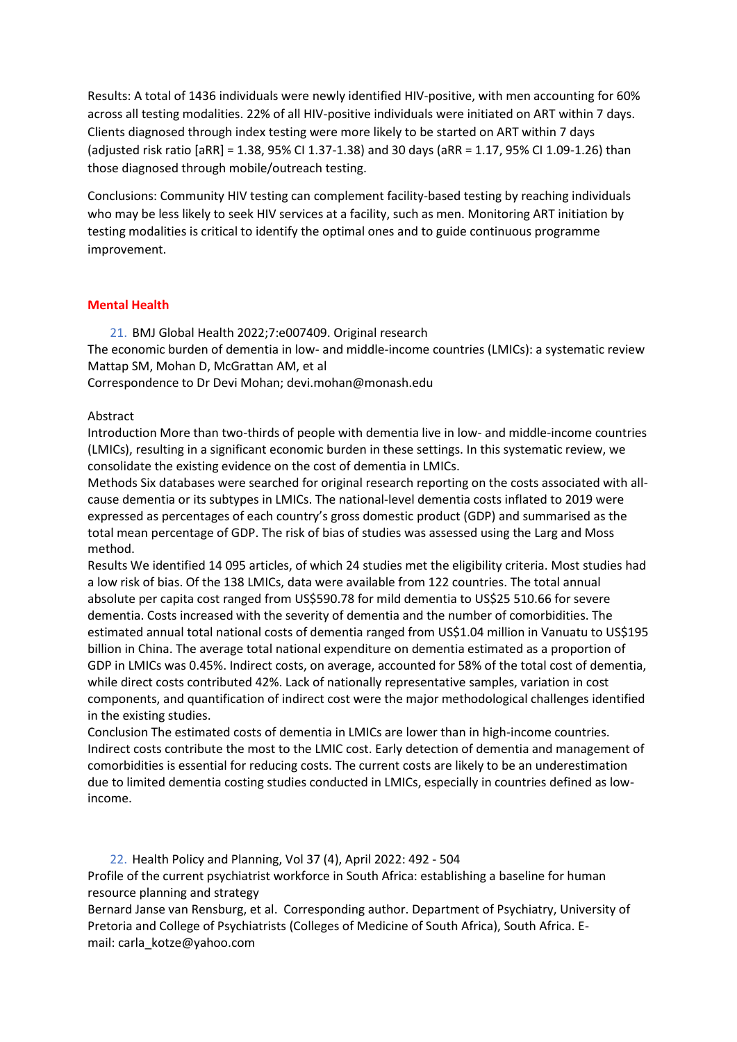Results: A total of 1436 individuals were newly identified HIV-positive, with men accounting for 60% across all testing modalities. 22% of all HIV-positive individuals were initiated on ART within 7 days. Clients diagnosed through index testing were more likely to be started on ART within 7 days (adjusted risk ratio [aRR] = 1.38, 95% CI 1.37-1.38) and 30 days (aRR = 1.17, 95% CI 1.09-1.26) than those diagnosed through mobile/outreach testing.

Conclusions: Community HIV testing can complement facility-based testing by reaching individuals who may be less likely to seek HIV services at a facility, such as men. Monitoring ART initiation by testing modalities is critical to identify the optimal ones and to guide continuous programme improvement.

## Mental Health

21. BMJ Global Health 2022;7:e007409. Original research
The economic burden of dementia in low- and middle-income countries (LMICs): a systematic review
Mattap SM, Mohan D, McGrattan AM, et al
Correspondence to Dr Devi Mohan; devi.mohan@monash.edu

Abstract

Introduction More than two-thirds of people with dementia live in low- and middle-income countries (LMICs), resulting in a significant economic burden in these settings. In this systematic review, we consolidate the existing evidence on the cost of dementia in LMICs.

Methods Six databases were searched for original research reporting on the costs associated with all-cause dementia or its subtypes in LMICs. The national-level dementia costs inflated to 2019 were expressed as percentages of each country's gross domestic product (GDP) and summarised as the total mean percentage of GDP. The risk of bias of studies was assessed using the Larg and Moss method.

Results We identified 14 095 articles, of which 24 studies met the eligibility criteria. Most studies had a low risk of bias. Of the 138 LMICs, data were available from 122 countries. The total annual absolute per capita cost ranged from US$590.78 for mild dementia to US$25 510.66 for severe dementia. Costs increased with the severity of dementia and the number of comorbidities. The estimated annual total national costs of dementia ranged from US$1.04 million in Vanuatu to US$195 billion in China. The average total national expenditure on dementia estimated as a proportion of GDP in LMICs was 0.45%. Indirect costs, on average, accounted for 58% of the total cost of dementia, while direct costs contributed 42%. Lack of nationally representative samples, variation in cost components, and quantification of indirect cost were the major methodological challenges identified in the existing studies.

Conclusion The estimated costs of dementia in LMICs are lower than in high-income countries. Indirect costs contribute the most to the LMIC cost. Early detection of dementia and management of comorbidities is essential for reducing costs. The current costs are likely to be an underestimation due to limited dementia costing studies conducted in LMICs, especially in countries defined as low-income.

22. Health Policy and Planning, Vol 37 (4), April 2022: 492 - 504
Profile of the current psychiatrist workforce in South Africa: establishing a baseline for human resource planning and strategy
Bernard Janse van Rensburg, et al. Corresponding author. Department of Psychiatry, University of Pretoria and College of Psychiatrists (Colleges of Medicine of South Africa), South Africa. E-mail: carla_kotze@yahoo.com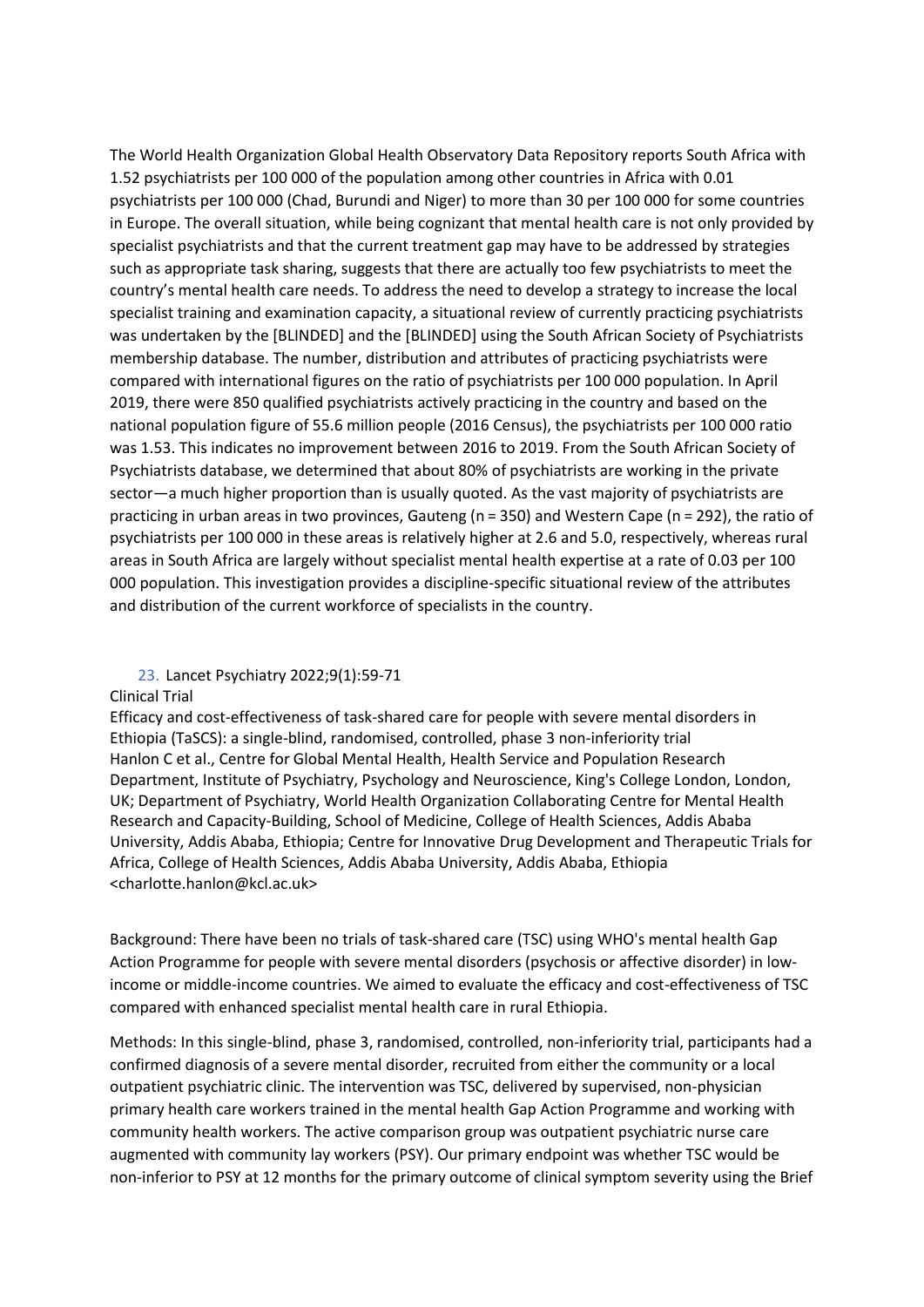The World Health Organization Global Health Observatory Data Repository reports South Africa with 1.52 psychiatrists per 100 000 of the population among other countries in Africa with 0.01 psychiatrists per 100 000 (Chad, Burundi and Niger) to more than 30 per 100 000 for some countries in Europe. The overall situation, while being cognizant that mental health care is not only provided by specialist psychiatrists and that the current treatment gap may have to be addressed by strategies such as appropriate task sharing, suggests that there are actually too few psychiatrists to meet the country's mental health care needs. To address the need to develop a strategy to increase the local specialist training and examination capacity, a situational review of currently practicing psychiatrists was undertaken by the [BLINDED] and the [BLINDED] using the South African Society of Psychiatrists membership database. The number, distribution and attributes of practicing psychiatrists were compared with international figures on the ratio of psychiatrists per 100 000 population. In April 2019, there were 850 qualified psychiatrists actively practicing in the country and based on the national population figure of 55.6 million people (2016 Census), the psychiatrists per 100 000 ratio was 1.53. This indicates no improvement between 2016 to 2019. From the South African Society of Psychiatrists database, we determined that about 80% of psychiatrists are working in the private sector—a much higher proportion than is usually quoted. As the vast majority of psychiatrists are practicing in urban areas in two provinces, Gauteng (n = 350) and Western Cape (n = 292), the ratio of psychiatrists per 100 000 in these areas is relatively higher at 2.6 and 5.0, respectively, whereas rural areas in South Africa are largely without specialist mental health expertise at a rate of 0.03 per 100 000 population. This investigation provides a discipline-specific situational review of the attributes and distribution of the current workforce of specialists in the country.

23. Lancet Psychiatry 2022;9(1):59-71

Clinical Trial

Efficacy and cost-effectiveness of task-shared care for people with severe mental disorders in Ethiopia (TaSCS): a single-blind, randomised, controlled, phase 3 non-inferiority trial

Hanlon C et al., Centre for Global Mental Health, Health Service and Population Research Department, Institute of Psychiatry, Psychology and Neuroscience, King's College London, London, UK; Department of Psychiatry, World Health Organization Collaborating Centre for Mental Health Research and Capacity-Building, School of Medicine, College of Health Sciences, Addis Ababa University, Addis Ababa, Ethiopia; Centre for Innovative Drug Development and Therapeutic Trials for Africa, College of Health Sciences, Addis Ababa University, Addis Ababa, Ethiopia <charlotte.hanlon@kcl.ac.uk>

Background: There have been no trials of task-shared care (TSC) using WHO's mental health Gap Action Programme for people with severe mental disorders (psychosis or affective disorder) in low-income or middle-income countries. We aimed to evaluate the efficacy and cost-effectiveness of TSC compared with enhanced specialist mental health care in rural Ethiopia.

Methods: In this single-blind, phase 3, randomised, controlled, non-inferiority trial, participants had a confirmed diagnosis of a severe mental disorder, recruited from either the community or a local outpatient psychiatric clinic. The intervention was TSC, delivered by supervised, non-physician primary health care workers trained in the mental health Gap Action Programme and working with community health workers. The active comparison group was outpatient psychiatric nurse care augmented with community lay workers (PSY). Our primary endpoint was whether TSC would be non-inferior to PSY at 12 months for the primary outcome of clinical symptom severity using the Brief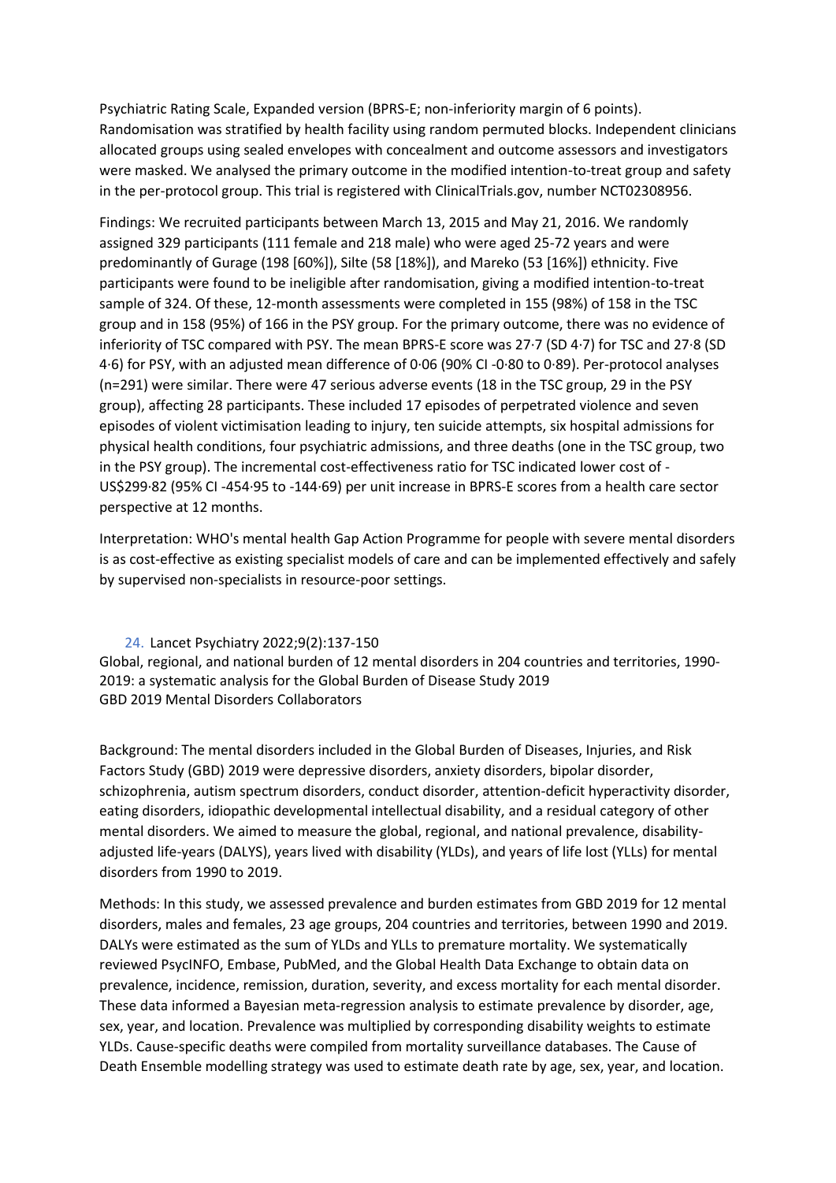Psychiatric Rating Scale, Expanded version (BPRS-E; non-inferiority margin of 6 points). Randomisation was stratified by health facility using random permuted blocks. Independent clinicians allocated groups using sealed envelopes with concealment and outcome assessors and investigators were masked. We analysed the primary outcome in the modified intention-to-treat group and safety in the per-protocol group. This trial is registered with ClinicalTrials.gov, number NCT02308956.

Findings: We recruited participants between March 13, 2015 and May 21, 2016. We randomly assigned 329 participants (111 female and 218 male) who were aged 25-72 years and were predominantly of Gurage (198 [60%]), Silte (58 [18%]), and Mareko (53 [16%]) ethnicity. Five participants were found to be ineligible after randomisation, giving a modified intention-to-treat sample of 324. Of these, 12-month assessments were completed in 155 (98%) of 158 in the TSC group and in 158 (95%) of 166 in the PSY group. For the primary outcome, there was no evidence of inferiority of TSC compared with PSY. The mean BPRS-E score was 27·7 (SD 4·7) for TSC and 27·8 (SD 4·6) for PSY, with an adjusted mean difference of 0·06 (90% CI -0·80 to 0·89). Per-protocol analyses (n=291) were similar. There were 47 serious adverse events (18 in the TSC group, 29 in the PSY group), affecting 28 participants. These included 17 episodes of perpetrated violence and seven episodes of violent victimisation leading to injury, ten suicide attempts, six hospital admissions for physical health conditions, four psychiatric admissions, and three deaths (one in the TSC group, two in the PSY group). The incremental cost-effectiveness ratio for TSC indicated lower cost of -US$299·82 (95% CI -454·95 to -144·69) per unit increase in BPRS-E scores from a health care sector perspective at 12 months.

Interpretation: WHO's mental health Gap Action Programme for people with severe mental disorders is as cost-effective as existing specialist models of care and can be implemented effectively and safely by supervised non-specialists in resource-poor settings.

24. Lancet Psychiatry 2022;9(2):137-150

Global, regional, and national burden of 12 mental disorders in 204 countries and territories, 1990-2019: a systematic analysis for the Global Burden of Disease Study 2019

GBD 2019 Mental Disorders Collaborators

Background: The mental disorders included in the Global Burden of Diseases, Injuries, and Risk Factors Study (GBD) 2019 were depressive disorders, anxiety disorders, bipolar disorder, schizophrenia, autism spectrum disorders, conduct disorder, attention-deficit hyperactivity disorder, eating disorders, idiopathic developmental intellectual disability, and a residual category of other mental disorders. We aimed to measure the global, regional, and national prevalence, disability-adjusted life-years (DALYS), years lived with disability (YLDs), and years of life lost (YLLs) for mental disorders from 1990 to 2019.

Methods: In this study, we assessed prevalence and burden estimates from GBD 2019 for 12 mental disorders, males and females, 23 age groups, 204 countries and territories, between 1990 and 2019. DALYs were estimated as the sum of YLDs and YLLs to premature mortality. We systematically reviewed PsycINFO, Embase, PubMed, and the Global Health Data Exchange to obtain data on prevalence, incidence, remission, duration, severity, and excess mortality for each mental disorder. These data informed a Bayesian meta-regression analysis to estimate prevalence by disorder, age, sex, year, and location. Prevalence was multiplied by corresponding disability weights to estimate YLDs. Cause-specific deaths were compiled from mortality surveillance databases. The Cause of Death Ensemble modelling strategy was used to estimate death rate by age, sex, year, and location.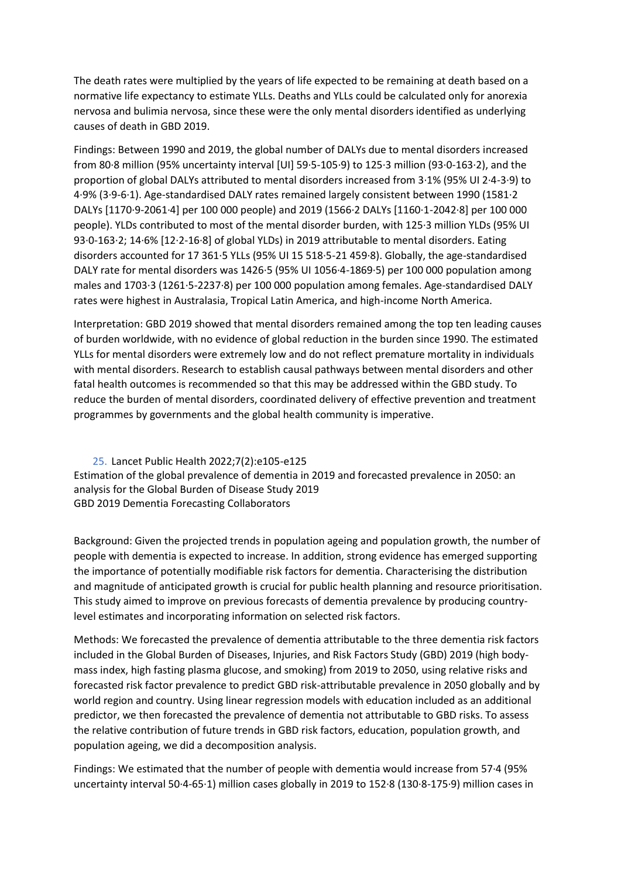The death rates were multiplied by the years of life expected to be remaining at death based on a normative life expectancy to estimate YLLs. Deaths and YLLs could be calculated only for anorexia nervosa and bulimia nervosa, since these were the only mental disorders identified as underlying causes of death in GBD 2019.

Findings: Between 1990 and 2019, the global number of DALYs due to mental disorders increased from 80·8 million (95% uncertainty interval [UI] 59·5-105·9) to 125·3 million (93·0-163·2), and the proportion of global DALYs attributed to mental disorders increased from 3·1% (95% UI 2·4-3·9) to 4·9% (3·9-6·1). Age-standardised DALY rates remained largely consistent between 1990 (1581·2 DALYs [1170·9-2061·4] per 100 000 people) and 2019 (1566·2 DALYs [1160·1-2042·8] per 100 000 people). YLDs contributed to most of the mental disorder burden, with 125·3 million YLDs (95% UI 93·0-163·2; 14·6% [12·2-16·8] of global YLDs) in 2019 attributable to mental disorders. Eating disorders accounted for 17 361·5 YLLs (95% UI 15 518·5-21 459·8). Globally, the age-standardised DALY rate for mental disorders was 1426·5 (95% UI 1056·4-1869·5) per 100 000 population among males and 1703·3 (1261·5-2237·8) per 100 000 population among females. Age-standardised DALY rates were highest in Australasia, Tropical Latin America, and high-income North America.

Interpretation: GBD 2019 showed that mental disorders remained among the top ten leading causes of burden worldwide, with no evidence of global reduction in the burden since 1990. The estimated YLLs for mental disorders were extremely low and do not reflect premature mortality in individuals with mental disorders. Research to establish causal pathways between mental disorders and other fatal health outcomes is recommended so that this may be addressed within the GBD study. To reduce the burden of mental disorders, coordinated delivery of effective prevention and treatment programmes by governments and the global health community is imperative.

25. Lancet Public Health 2022;7(2):e105-e125
Estimation of the global prevalence of dementia in 2019 and forecasted prevalence in 2050: an analysis for the Global Burden of Disease Study 2019
GBD 2019 Dementia Forecasting Collaborators

Background: Given the projected trends in population ageing and population growth, the number of people with dementia is expected to increase. In addition, strong evidence has emerged supporting the importance of potentially modifiable risk factors for dementia. Characterising the distribution and magnitude of anticipated growth is crucial for public health planning and resource prioritisation. This study aimed to improve on previous forecasts of dementia prevalence by producing country-level estimates and incorporating information on selected risk factors.

Methods: We forecasted the prevalence of dementia attributable to the three dementia risk factors included in the Global Burden of Diseases, Injuries, and Risk Factors Study (GBD) 2019 (high body-mass index, high fasting plasma glucose, and smoking) from 2019 to 2050, using relative risks and forecasted risk factor prevalence to predict GBD risk-attributable prevalence in 2050 globally and by world region and country. Using linear regression models with education included as an additional predictor, we then forecasted the prevalence of dementia not attributable to GBD risks. To assess the relative contribution of future trends in GBD risk factors, education, population growth, and population ageing, we did a decomposition analysis.

Findings: We estimated that the number of people with dementia would increase from 57·4 (95% uncertainty interval 50·4-65·1) million cases globally in 2019 to 152·8 (130·8-175·9) million cases in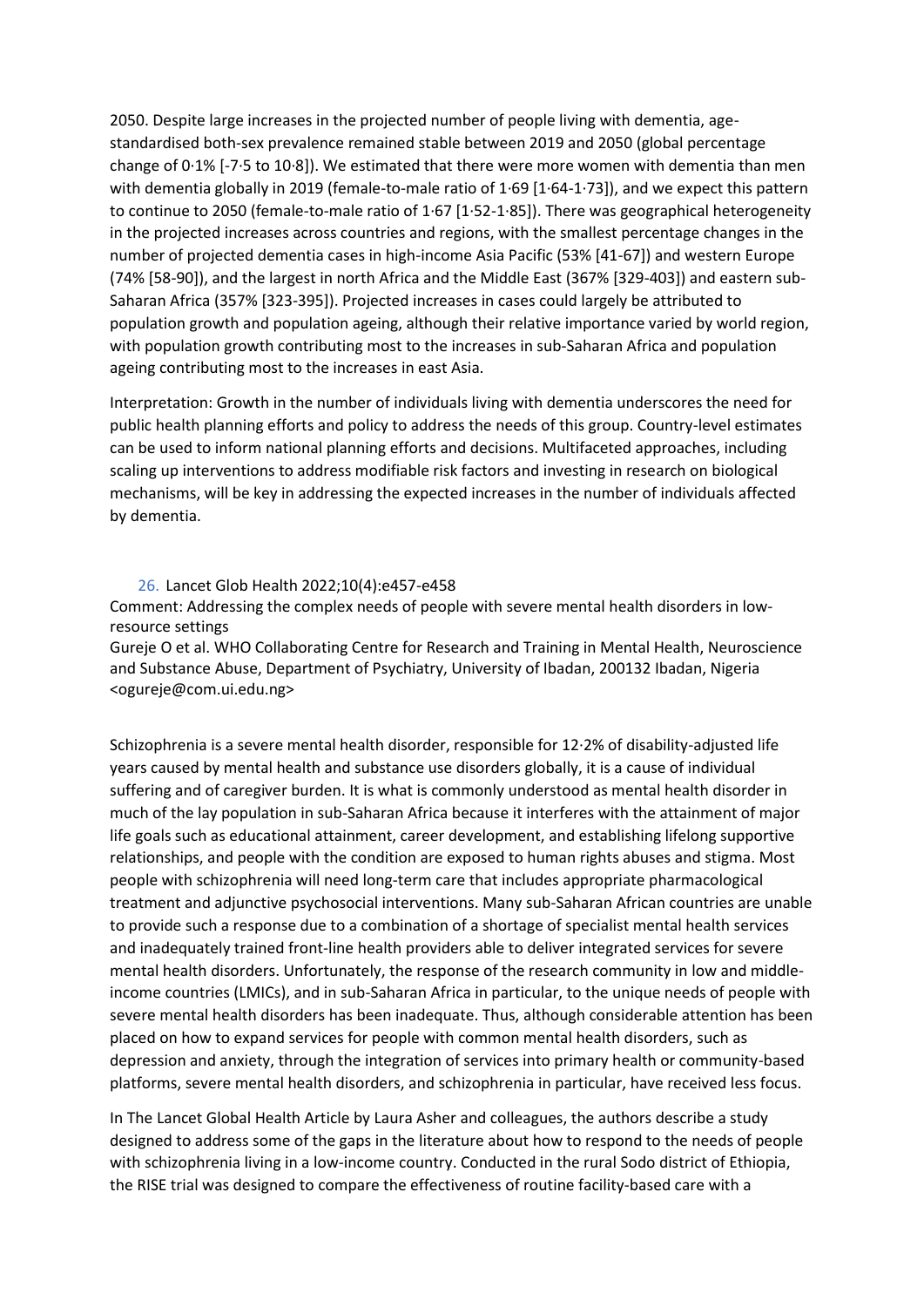2050. Despite large increases in the projected number of people living with dementia, age-standardised both-sex prevalence remained stable between 2019 and 2050 (global percentage change of 0·1% [-7·5 to 10·8]). We estimated that there were more women with dementia than men with dementia globally in 2019 (female-to-male ratio of 1·69 [1·64-1·73]), and we expect this pattern to continue to 2050 (female-to-male ratio of 1·67 [1·52-1·85]). There was geographical heterogeneity in the projected increases across countries and regions, with the smallest percentage changes in the number of projected dementia cases in high-income Asia Pacific (53% [41-67]) and western Europe (74% [58-90]), and the largest in north Africa and the Middle East (367% [329-403]) and eastern sub-Saharan Africa (357% [323-395]). Projected increases in cases could largely be attributed to population growth and population ageing, although their relative importance varied by world region, with population growth contributing most to the increases in sub-Saharan Africa and population ageing contributing most to the increases in east Asia.

Interpretation: Growth in the number of individuals living with dementia underscores the need for public health planning efforts and policy to address the needs of this group. Country-level estimates can be used to inform national planning efforts and decisions. Multifaceted approaches, including scaling up interventions to address modifiable risk factors and investing in research on biological mechanisms, will be key in addressing the expected increases in the number of individuals affected by dementia.

26. Lancet Glob Health 2022;10(4):e457-e458

Comment: Addressing the complex needs of people with severe mental health disorders in low-resource settings

Gureje O et al. WHO Collaborating Centre for Research and Training in Mental Health, Neuroscience and Substance Abuse, Department of Psychiatry, University of Ibadan, 200132 Ibadan, Nigeria <ogureje@com.ui.edu.ng>

Schizophrenia is a severe mental health disorder, responsible for 12·2% of disability-adjusted life years caused by mental health and substance use disorders globally, it is a cause of individual suffering and of caregiver burden. It is what is commonly understood as mental health disorder in much of the lay population in sub-Saharan Africa because it interferes with the attainment of major life goals such as educational attainment, career development, and establishing lifelong supportive relationships, and people with the condition are exposed to human rights abuses and stigma. Most people with schizophrenia will need long-term care that includes appropriate pharmacological treatment and adjunctive psychosocial interventions. Many sub-Saharan African countries are unable to provide such a response due to a combination of a shortage of specialist mental health services and inadequately trained front-line health providers able to deliver integrated services for severe mental health disorders. Unfortunately, the response of the research community in low and middle-income countries (LMICs), and in sub-Saharan Africa in particular, to the unique needs of people with severe mental health disorders has been inadequate. Thus, although considerable attention has been placed on how to expand services for people with common mental health disorders, such as depression and anxiety, through the integration of services into primary health or community-based platforms, severe mental health disorders, and schizophrenia in particular, have received less focus.

In The Lancet Global Health Article by Laura Asher and colleagues, the authors describe a study designed to address some of the gaps in the literature about how to respond to the needs of people with schizophrenia living in a low-income country. Conducted in the rural Sodo district of Ethiopia, the RISE trial was designed to compare the effectiveness of routine facility-based care with a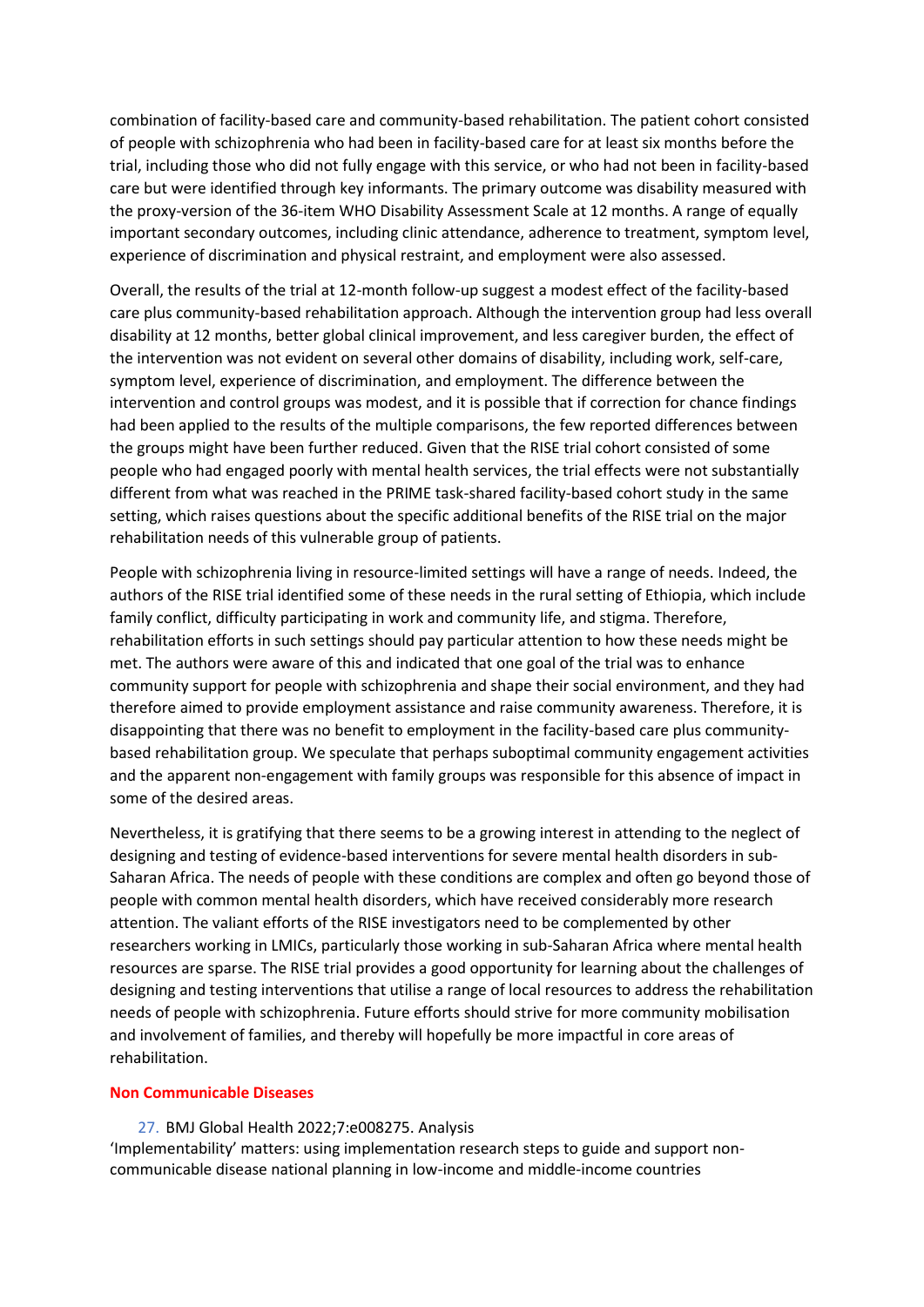combination of facility-based care and community-based rehabilitation. The patient cohort consisted of people with schizophrenia who had been in facility-based care for at least six months before the trial, including those who did not fully engage with this service, or who had not been in facility-based care but were identified through key informants. The primary outcome was disability measured with the proxy-version of the 36-item WHO Disability Assessment Scale at 12 months. A range of equally important secondary outcomes, including clinic attendance, adherence to treatment, symptom level, experience of discrimination and physical restraint, and employment were also assessed.

Overall, the results of the trial at 12-month follow-up suggest a modest effect of the facility-based care plus community-based rehabilitation approach. Although the intervention group had less overall disability at 12 months, better global clinical improvement, and less caregiver burden, the effect of the intervention was not evident on several other domains of disability, including work, self-care, symptom level, experience of discrimination, and employment. The difference between the intervention and control groups was modest, and it is possible that if correction for chance findings had been applied to the results of the multiple comparisons, the few reported differences between the groups might have been further reduced. Given that the RISE trial cohort consisted of some people who had engaged poorly with mental health services, the trial effects were not substantially different from what was reached in the PRIME task-shared facility-based cohort study in the same setting, which raises questions about the specific additional benefits of the RISE trial on the major rehabilitation needs of this vulnerable group of patients.

People with schizophrenia living in resource-limited settings will have a range of needs. Indeed, the authors of the RISE trial identified some of these needs in the rural setting of Ethiopia, which include family conflict, difficulty participating in work and community life, and stigma. Therefore, rehabilitation efforts in such settings should pay particular attention to how these needs might be met. The authors were aware of this and indicated that one goal of the trial was to enhance community support for people with schizophrenia and shape their social environment, and they had therefore aimed to provide employment assistance and raise community awareness. Therefore, it is disappointing that there was no benefit to employment in the facility-based care plus community-based rehabilitation group. We speculate that perhaps suboptimal community engagement activities and the apparent non-engagement with family groups was responsible for this absence of impact in some of the desired areas.

Nevertheless, it is gratifying that there seems to be a growing interest in attending to the neglect of designing and testing of evidence-based interventions for severe mental health disorders in sub-Saharan Africa. The needs of people with these conditions are complex and often go beyond those of people with common mental health disorders, which have received considerably more research attention. The valiant efforts of the RISE investigators need to be complemented by other researchers working in LMICs, particularly those working in sub-Saharan Africa where mental health resources are sparse. The RISE trial provides a good opportunity for learning about the challenges of designing and testing interventions that utilise a range of local resources to address the rehabilitation needs of people with schizophrenia. Future efforts should strive for more community mobilisation and involvement of families, and thereby will hopefully be more impactful in core areas of rehabilitation.

## Non Communicable Diseases

27. BMJ Global Health 2022;7:e008275. Analysis
'Implementability' matters: using implementation research steps to guide and support non-communicable disease national planning in low-income and middle-income countries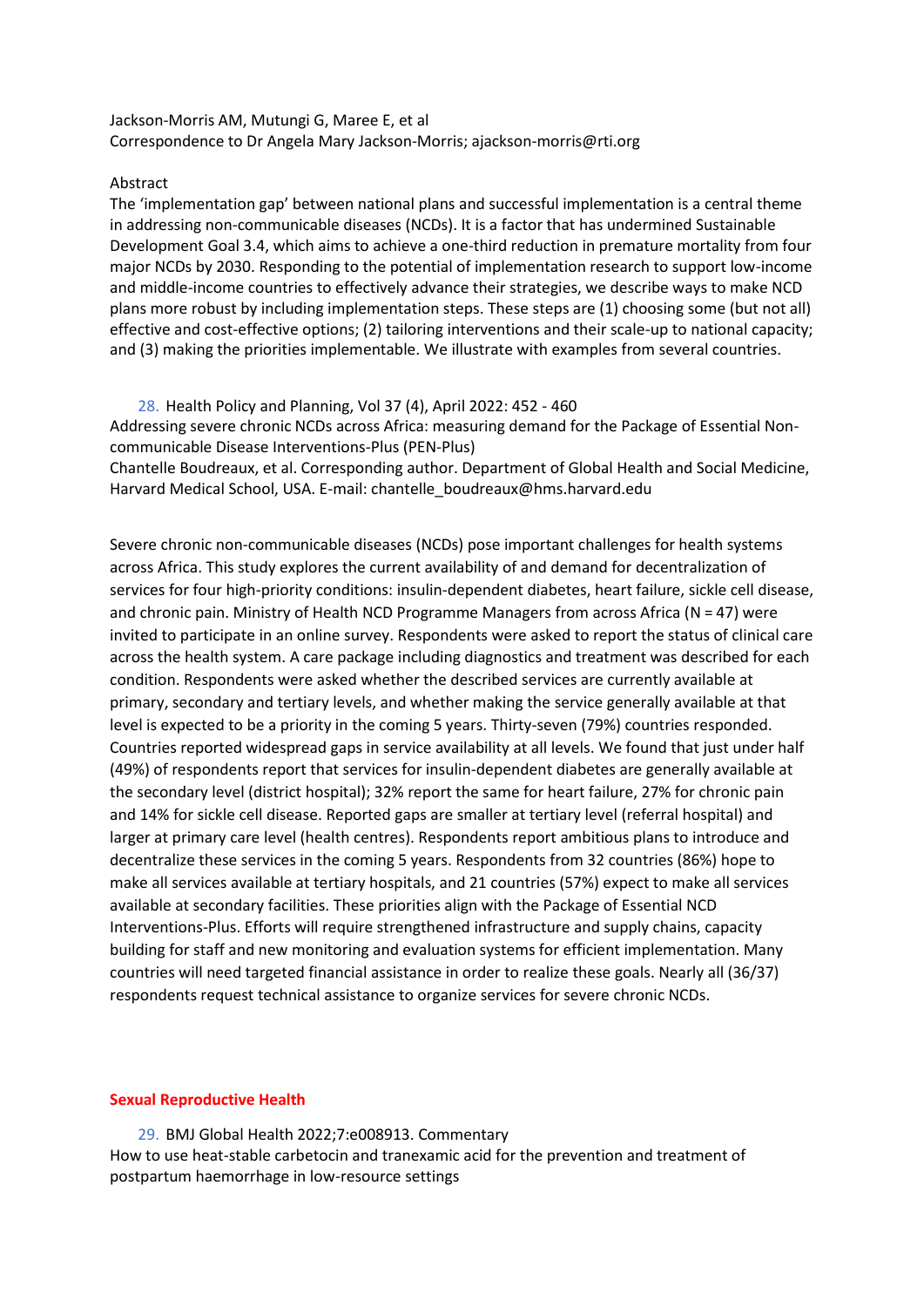Jackson-Morris AM, Mutungi G, Maree E, et al
Correspondence to Dr Angela Mary Jackson-Morris; ajackson-morris@rti.org

Abstract

The 'implementation gap' between national plans and successful implementation is a central theme in addressing non-communicable diseases (NCDs). It is a factor that has undermined Sustainable Development Goal 3.4, which aims to achieve a one-third reduction in premature mortality from four major NCDs by 2030. Responding to the potential of implementation research to support low-income and middle-income countries to effectively advance their strategies, we describe ways to make NCD plans more robust by including implementation steps. These steps are (1) choosing some (but not all) effective and cost-effective options; (2) tailoring interventions and their scale-up to national capacity; and (3) making the priorities implementable. We illustrate with examples from several countries.

28. Health Policy and Planning, Vol 37 (4), April 2022: 452 - 460
Addressing severe chronic NCDs across Africa: measuring demand for the Package of Essential Non-communicable Disease Interventions-Plus (PEN-Plus)
Chantelle Boudreaux, et al. Corresponding author. Department of Global Health and Social Medicine, Harvard Medical School, USA. E-mail: chantelle_boudreaux@hms.harvard.edu

Severe chronic non-communicable diseases (NCDs) pose important challenges for health systems across Africa. This study explores the current availability of and demand for decentralization of services for four high-priority conditions: insulin-dependent diabetes, heart failure, sickle cell disease, and chronic pain. Ministry of Health NCD Programme Managers from across Africa (N = 47) were invited to participate in an online survey. Respondents were asked to report the status of clinical care across the health system. A care package including diagnostics and treatment was described for each condition. Respondents were asked whether the described services are currently available at primary, secondary and tertiary levels, and whether making the service generally available at that level is expected to be a priority in the coming 5 years. Thirty-seven (79%) countries responded. Countries reported widespread gaps in service availability at all levels. We found that just under half (49%) of respondents report that services for insulin-dependent diabetes are generally available at the secondary level (district hospital); 32% report the same for heart failure, 27% for chronic pain and 14% for sickle cell disease. Reported gaps are smaller at tertiary level (referral hospital) and larger at primary care level (health centres). Respondents report ambitious plans to introduce and decentralize these services in the coming 5 years. Respondents from 32 countries (86%) hope to make all services available at tertiary hospitals, and 21 countries (57%) expect to make all services available at secondary facilities. These priorities align with the Package of Essential NCD Interventions-Plus. Efforts will require strengthened infrastructure and supply chains, capacity building for staff and new monitoring and evaluation systems for efficient implementation. Many countries will need targeted financial assistance in order to realize these goals. Nearly all (36/37) respondents request technical assistance to organize services for severe chronic NCDs.

## Sexual Reproductive Health

29. BMJ Global Health 2022;7:e008913. Commentary
How to use heat-stable carbetocin and tranexamic acid for the prevention and treatment of postpartum haemorrhage in low-resource settings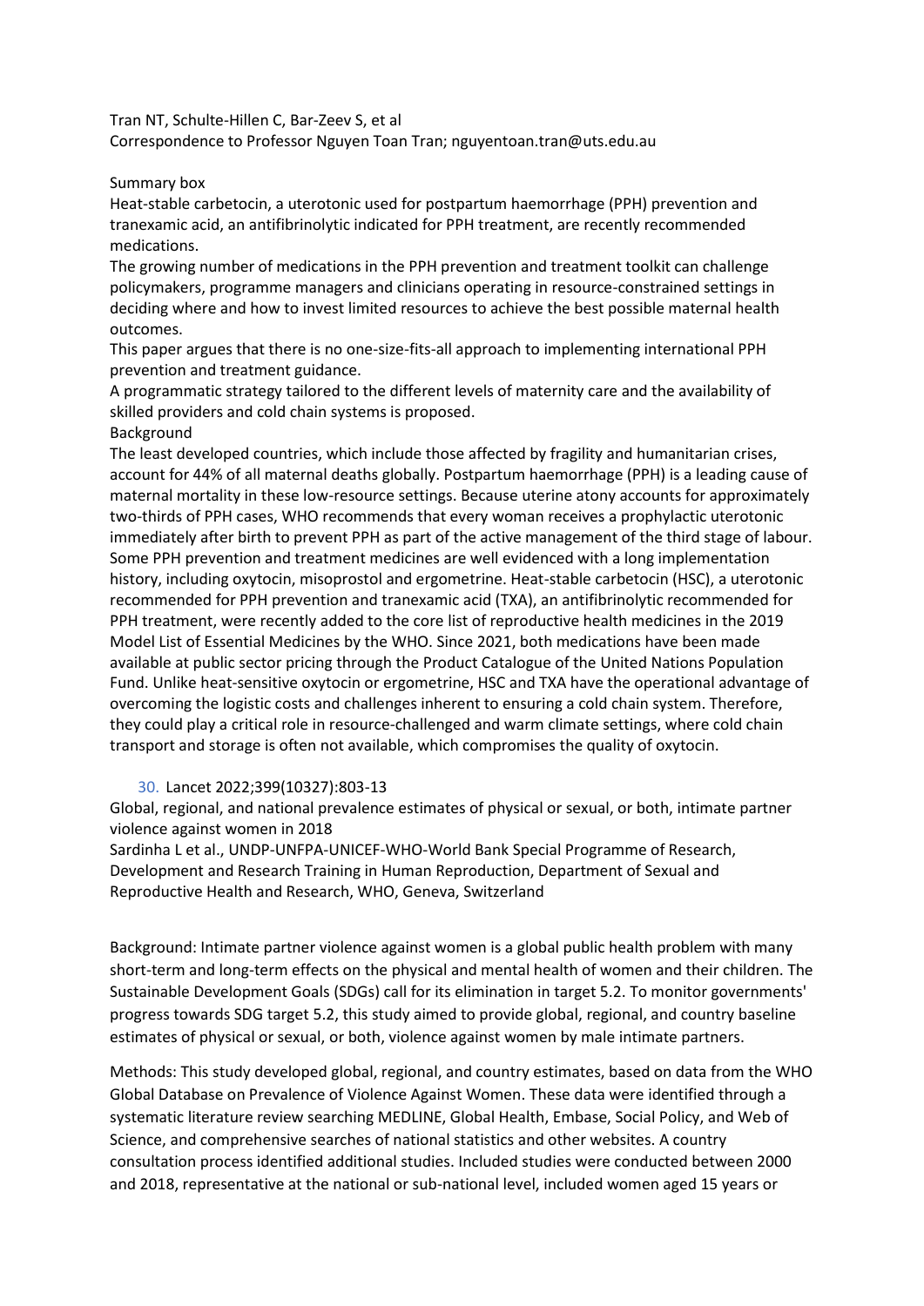Tran NT, Schulte-Hillen C, Bar-Zeev S, et al
Correspondence to Professor Nguyen Toan Tran; nguyentoan.tran@uts.edu.au

Summary box

Heat-stable carbetocin, a uterotonic used for postpartum haemorrhage (PPH) prevention and tranexamic acid, an antifibrinolytic indicated for PPH treatment, are recently recommended medications.

The growing number of medications in the PPH prevention and treatment toolkit can challenge policymakers, programme managers and clinicians operating in resource-constrained settings in deciding where and how to invest limited resources to achieve the best possible maternal health outcomes.

This paper argues that there is no one-size-fits-all approach to implementing international PPH prevention and treatment guidance.

A programmatic strategy tailored to the different levels of maternity care and the availability of skilled providers and cold chain systems is proposed.

Background

The least developed countries, which include those affected by fragility and humanitarian crises, account for 44% of all maternal deaths globally. Postpartum haemorrhage (PPH) is a leading cause of maternal mortality in these low-resource settings. Because uterine atony accounts for approximately two-thirds of PPH cases, WHO recommends that every woman receives a prophylactic uterotonic immediately after birth to prevent PPH as part of the active management of the third stage of labour. Some PPH prevention and treatment medicines are well evidenced with a long implementation history, including oxytocin, misoprostol and ergometrine. Heat-stable carbetocin (HSC), a uterotonic recommended for PPH prevention and tranexamic acid (TXA), an antifibrinolytic recommended for PPH treatment, were recently added to the core list of reproductive health medicines in the 2019 Model List of Essential Medicines by the WHO. Since 2021, both medications have been made available at public sector pricing through the Product Catalogue of the United Nations Population Fund. Unlike heat-sensitive oxytocin or ergometrine, HSC and TXA have the operational advantage of overcoming the logistic costs and challenges inherent to ensuring a cold chain system. Therefore, they could play a critical role in resource-challenged and warm climate settings, where cold chain transport and storage is often not available, which compromises the quality of oxytocin.

30. Lancet 2022;399(10327):803-13

Global, regional, and national prevalence estimates of physical or sexual, or both, intimate partner violence against women in 2018

Sardinha L et al., UNDP-UNFPA-UNICEF-WHO-World Bank Special Programme of Research, Development and Research Training in Human Reproduction, Department of Sexual and Reproductive Health and Research, WHO, Geneva, Switzerland

Background: Intimate partner violence against women is a global public health problem with many short-term and long-term effects on the physical and mental health of women and their children. The Sustainable Development Goals (SDGs) call for its elimination in target 5.2. To monitor governments' progress towards SDG target 5.2, this study aimed to provide global, regional, and country baseline estimates of physical or sexual, or both, violence against women by male intimate partners.

Methods: This study developed global, regional, and country estimates, based on data from the WHO Global Database on Prevalence of Violence Against Women. These data were identified through a systematic literature review searching MEDLINE, Global Health, Embase, Social Policy, and Web of Science, and comprehensive searches of national statistics and other websites. A country consultation process identified additional studies. Included studies were conducted between 2000 and 2018, representative at the national or sub-national level, included women aged 15 years or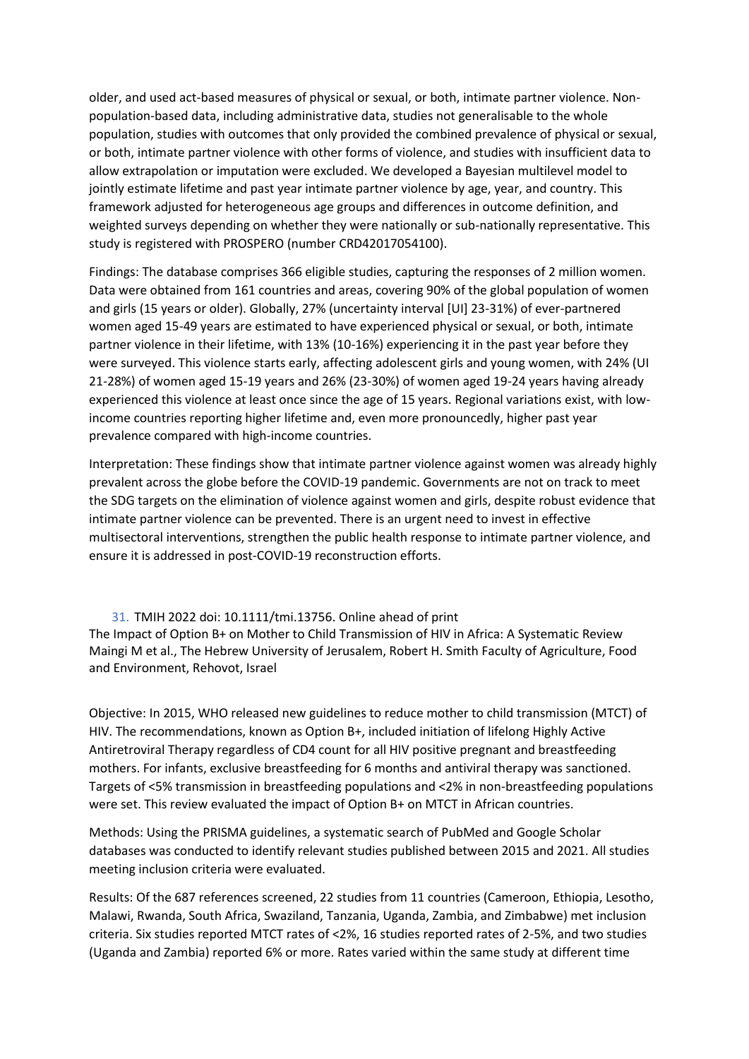older, and used act-based measures of physical or sexual, or both, intimate partner violence. Non-population-based data, including administrative data, studies not generalisable to the whole population, studies with outcomes that only provided the combined prevalence of physical or sexual, or both, intimate partner violence with other forms of violence, and studies with insufficient data to allow extrapolation or imputation were excluded. We developed a Bayesian multilevel model to jointly estimate lifetime and past year intimate partner violence by age, year, and country. This framework adjusted for heterogeneous age groups and differences in outcome definition, and weighted surveys depending on whether they were nationally or sub-nationally representative. This study is registered with PROSPERO (number CRD42017054100).

Findings: The database comprises 366 eligible studies, capturing the responses of 2 million women. Data were obtained from 161 countries and areas, covering 90% of the global population of women and girls (15 years or older). Globally, 27% (uncertainty interval [UI] 23-31%) of ever-partnered women aged 15-49 years are estimated to have experienced physical or sexual, or both, intimate partner violence in their lifetime, with 13% (10-16%) experiencing it in the past year before they were surveyed. This violence starts early, affecting adolescent girls and young women, with 24% (UI 21-28%) of women aged 15-19 years and 26% (23-30%) of women aged 19-24 years having already experienced this violence at least once since the age of 15 years. Regional variations exist, with low-income countries reporting higher lifetime and, even more pronouncedly, higher past year prevalence compared with high-income countries.

Interpretation: These findings show that intimate partner violence against women was already highly prevalent across the globe before the COVID-19 pandemic. Governments are not on track to meet the SDG targets on the elimination of violence against women and girls, despite robust evidence that intimate partner violence can be prevented. There is an urgent need to invest in effective multisectoral interventions, strengthen the public health response to intimate partner violence, and ensure it is addressed in post-COVID-19 reconstruction efforts.

31. TMIH 2022 doi: 10.1111/tmi.13756. Online ahead of print
The Impact of Option B+ on Mother to Child Transmission of HIV in Africa: A Systematic Review
Maingi M et al., The Hebrew University of Jerusalem, Robert H. Smith Faculty of Agriculture, Food and Environment, Rehovot, Israel

Objective: In 2015, WHO released new guidelines to reduce mother to child transmission (MTCT) of HIV. The recommendations, known as Option B+, included initiation of lifelong Highly Active Antiretroviral Therapy regardless of CD4 count for all HIV positive pregnant and breastfeeding mothers. For infants, exclusive breastfeeding for 6 months and antiviral therapy was sanctioned. Targets of <5% transmission in breastfeeding populations and <2% in non-breastfeeding populations were set. This review evaluated the impact of Option B+ on MTCT in African countries.

Methods: Using the PRISMA guidelines, a systematic search of PubMed and Google Scholar databases was conducted to identify relevant studies published between 2015 and 2021. All studies meeting inclusion criteria were evaluated.

Results: Of the 687 references screened, 22 studies from 11 countries (Cameroon, Ethiopia, Lesotho, Malawi, Rwanda, South Africa, Swaziland, Tanzania, Uganda, Zambia, and Zimbabwe) met inclusion criteria. Six studies reported MTCT rates of <2%, 16 studies reported rates of 2-5%, and two studies (Uganda and Zambia) reported 6% or more. Rates varied within the same study at different time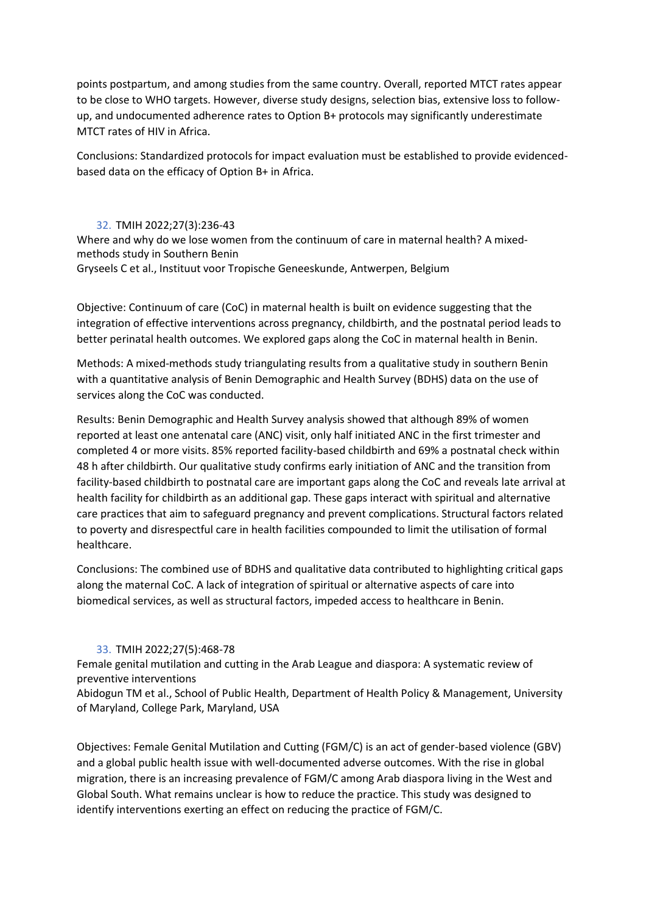points postpartum, and among studies from the same country. Overall, reported MTCT rates appear to be close to WHO targets. However, diverse study designs, selection bias, extensive loss to follow-up, and undocumented adherence rates to Option B+ protocols may significantly underestimate MTCT rates of HIV in Africa.

Conclusions: Standardized protocols for impact evaluation must be established to provide evidenced-based data on the efficacy of Option B+ in Africa.

32. TMIH 2022;27(3):236-43

Where and why do we lose women from the continuum of care in maternal health? A mixed-methods study in Southern Benin

Gryseels C et al., Instituut voor Tropische Geneeskunde, Antwerpen, Belgium

Objective: Continuum of care (CoC) in maternal health is built on evidence suggesting that the integration of effective interventions across pregnancy, childbirth, and the postnatal period leads to better perinatal health outcomes. We explored gaps along the CoC in maternal health in Benin.

Methods: A mixed-methods study triangulating results from a qualitative study in southern Benin with a quantitative analysis of Benin Demographic and Health Survey (BDHS) data on the use of services along the CoC was conducted.

Results: Benin Demographic and Health Survey analysis showed that although 89% of women reported at least one antenatal care (ANC) visit, only half initiated ANC in the first trimester and completed 4 or more visits. 85% reported facility-based childbirth and 69% a postnatal check within 48 h after childbirth. Our qualitative study confirms early initiation of ANC and the transition from facility-based childbirth to postnatal care are important gaps along the CoC and reveals late arrival at health facility for childbirth as an additional gap. These gaps interact with spiritual and alternative care practices that aim to safeguard pregnancy and prevent complications. Structural factors related to poverty and disrespectful care in health facilities compounded to limit the utilisation of formal healthcare.

Conclusions: The combined use of BDHS and qualitative data contributed to highlighting critical gaps along the maternal CoC. A lack of integration of spiritual or alternative aspects of care into biomedical services, as well as structural factors, impeded access to healthcare in Benin.

33. TMIH 2022;27(5):468-78

Female genital mutilation and cutting in the Arab League and diaspora: A systematic review of preventive interventions

Abidogun TM et al., School of Public Health, Department of Health Policy & Management, University of Maryland, College Park, Maryland, USA

Objectives: Female Genital Mutilation and Cutting (FGM/C) is an act of gender-based violence (GBV) and a global public health issue with well-documented adverse outcomes. With the rise in global migration, there is an increasing prevalence of FGM/C among Arab diaspora living in the West and Global South. What remains unclear is how to reduce the practice. This study was designed to identify interventions exerting an effect on reducing the practice of FGM/C.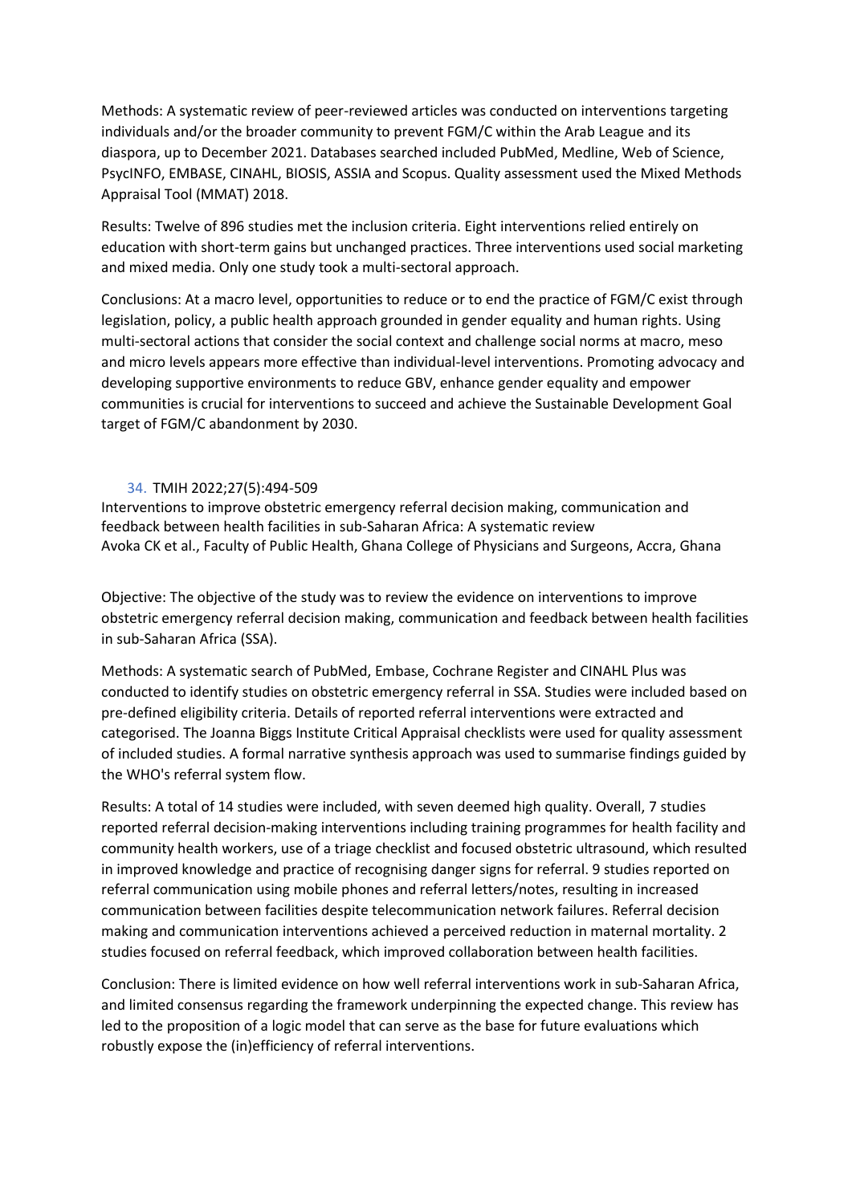Methods: A systematic review of peer-reviewed articles was conducted on interventions targeting individuals and/or the broader community to prevent FGM/C within the Arab League and its diaspora, up to December 2021. Databases searched included PubMed, Medline, Web of Science, PsycINFO, EMBASE, CINAHL, BIOSIS, ASSIA and Scopus. Quality assessment used the Mixed Methods Appraisal Tool (MMAT) 2018.

Results: Twelve of 896 studies met the inclusion criteria. Eight interventions relied entirely on education with short-term gains but unchanged practices. Three interventions used social marketing and mixed media. Only one study took a multi-sectoral approach.

Conclusions: At a macro level, opportunities to reduce or to end the practice of FGM/C exist through legislation, policy, a public health approach grounded in gender equality and human rights. Using multi-sectoral actions that consider the social context and challenge social norms at macro, meso and micro levels appears more effective than individual-level interventions. Promoting advocacy and developing supportive environments to reduce GBV, enhance gender equality and empower communities is crucial for interventions to succeed and achieve the Sustainable Development Goal target of FGM/C abandonment by 2030.

34. TMIH 2022;27(5):494-509
Interventions to improve obstetric emergency referral decision making, communication and feedback between health facilities in sub-Saharan Africa: A systematic review
Avoka CK et al., Faculty of Public Health, Ghana College of Physicians and Surgeons, Accra, Ghana

Objective: The objective of the study was to review the evidence on interventions to improve obstetric emergency referral decision making, communication and feedback between health facilities in sub-Saharan Africa (SSA).

Methods: A systematic search of PubMed, Embase, Cochrane Register and CINAHL Plus was conducted to identify studies on obstetric emergency referral in SSA. Studies were included based on pre-defined eligibility criteria. Details of reported referral interventions were extracted and categorised. The Joanna Biggs Institute Critical Appraisal checklists were used for quality assessment of included studies. A formal narrative synthesis approach was used to summarise findings guided by the WHO's referral system flow.

Results: A total of 14 studies were included, with seven deemed high quality. Overall, 7 studies reported referral decision-making interventions including training programmes for health facility and community health workers, use of a triage checklist and focused obstetric ultrasound, which resulted in improved knowledge and practice of recognising danger signs for referral. 9 studies reported on referral communication using mobile phones and referral letters/notes, resulting in increased communication between facilities despite telecommunication network failures. Referral decision making and communication interventions achieved a perceived reduction in maternal mortality. 2 studies focused on referral feedback, which improved collaboration between health facilities.

Conclusion: There is limited evidence on how well referral interventions work in sub-Saharan Africa, and limited consensus regarding the framework underpinning the expected change. This review has led to the proposition of a logic model that can serve as the base for future evaluations which robustly expose the (in)efficiency of referral interventions.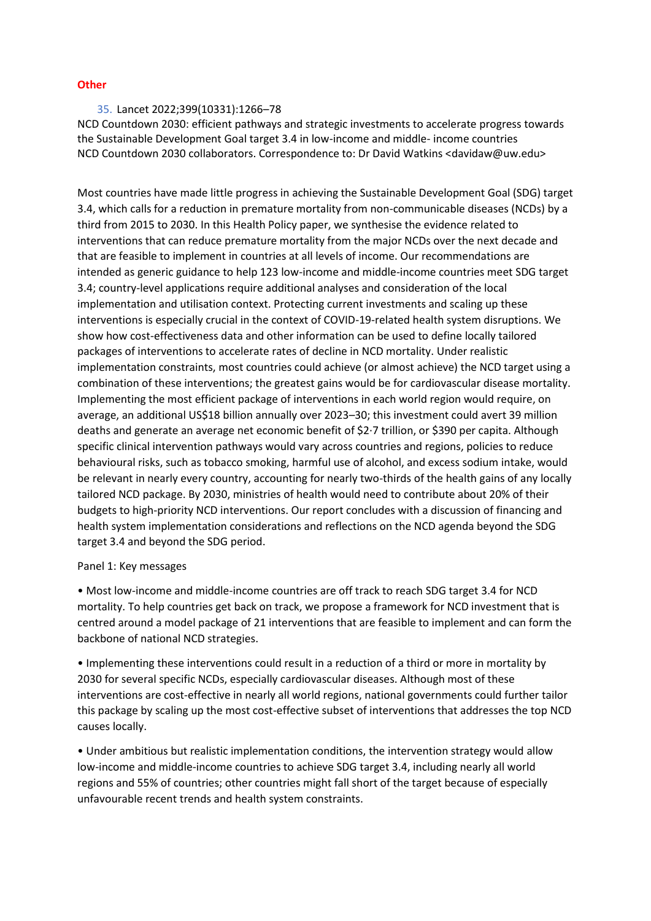## Other

35. Lancet 2022;399(10331):1266–78

NCD Countdown 2030: efficient pathways and strategic investments to accelerate progress towards the Sustainable Development Goal target 3.4 in low-income and middle- income countries

NCD Countdown 2030 collaborators. Correspondence to: Dr David Watkins <davidaw@uw.edu>

Most countries have made little progress in achieving the Sustainable Development Goal (SDG) target 3.4, which calls for a reduction in premature mortality from non-communicable diseases (NCDs) by a third from 2015 to 2030. In this Health Policy paper, we synthesise the evidence related to interventions that can reduce premature mortality from the major NCDs over the next decade and that are feasible to implement in countries at all levels of income. Our recommendations are intended as generic guidance to help 123 low-income and middle-income countries meet SDG target 3.4; country-level applications require additional analyses and consideration of the local implementation and utilisation context. Protecting current investments and scaling up these interventions is especially crucial in the context of COVID-19-related health system disruptions. We show how cost-effectiveness data and other information can be used to define locally tailored packages of interventions to accelerate rates of decline in NCD mortality. Under realistic implementation constraints, most countries could achieve (or almost achieve) the NCD target using a combination of these interventions; the greatest gains would be for cardiovascular disease mortality. Implementing the most efficient package of interventions in each world region would require, on average, an additional US$18 billion annually over 2023–30; this investment could avert 39 million deaths and generate an average net economic benefit of $2·7 trillion, or $390 per capita. Although specific clinical intervention pathways would vary across countries and regions, policies to reduce behavioural risks, such as tobacco smoking, harmful use of alcohol, and excess sodium intake, would be relevant in nearly every country, accounting for nearly two-thirds of the health gains of any locally tailored NCD package. By 2030, ministries of health would need to contribute about 20% of their budgets to high-priority NCD interventions. Our report concludes with a discussion of financing and health system implementation considerations and reflections on the NCD agenda beyond the SDG target 3.4 and beyond the SDG period.

Panel 1: Key messages

- Most low-income and middle-income countries are off track to reach SDG target 3.4 for NCD mortality. To help countries get back on track, we propose a framework for NCD investment that is centred around a model package of 21 interventions that are feasible to implement and can form the backbone of national NCD strategies.
- Implementing these interventions could result in a reduction of a third or more in mortality by 2030 for several specific NCDs, especially cardiovascular diseases. Although most of these interventions are cost-effective in nearly all world regions, national governments could further tailor this package by scaling up the most cost-effective subset of interventions that addresses the top NCD causes locally.
- Under ambitious but realistic implementation conditions, the intervention strategy would allow low-income and middle-income countries to achieve SDG target 3.4, including nearly all world regions and 55% of countries; other countries might fall short of the target because of especially unfavourable recent trends and health system constraints.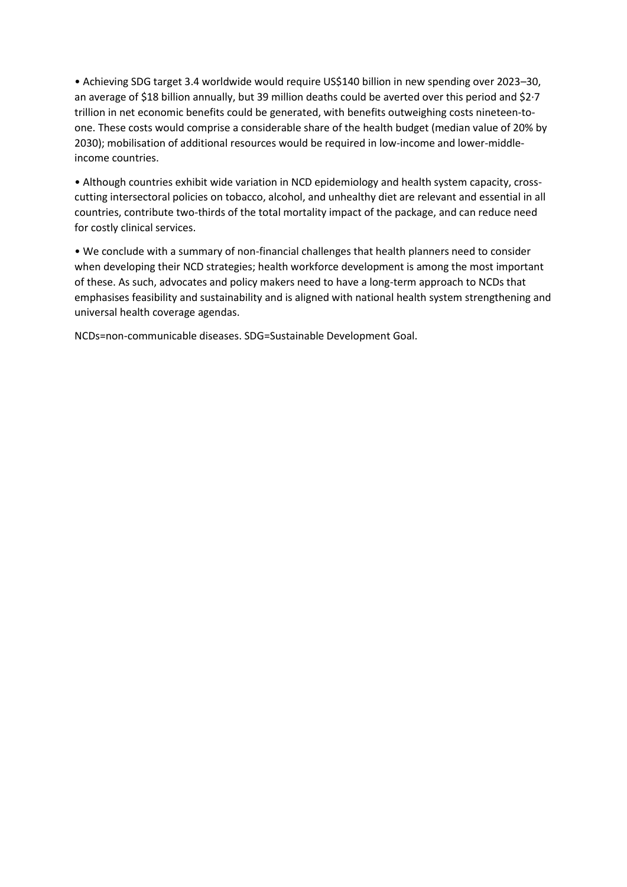- Achieving SDG target 3.4 worldwide would require US$140 billion in new spending over 2023–30, an average of $18 billion annually, but 39 million deaths could be averted over this period and $2·7 trillion in net economic benefits could be generated, with benefits outweighing costs nineteen-to-one. These costs would comprise a considerable share of the health budget (median value of 20% by 2030); mobilisation of additional resources would be required in low-income and lower-middle-income countries.

- Although countries exhibit wide variation in NCD epidemiology and health system capacity, cross-cutting intersectoral policies on tobacco, alcohol, and unhealthy diet are relevant and essential in all countries, contribute two-thirds of the total mortality impact of the package, and can reduce need for costly clinical services.

- We conclude with a summary of non-financial challenges that health planners need to consider when developing their NCD strategies; health workforce development is among the most important of these. As such, advocates and policy makers need to have a long-term approach to NCDs that emphasises feasibility and sustainability and is aligned with national health system strengthening and universal health coverage agendas.

NCDs=non-communicable diseases. SDG=Sustainable Development Goal.